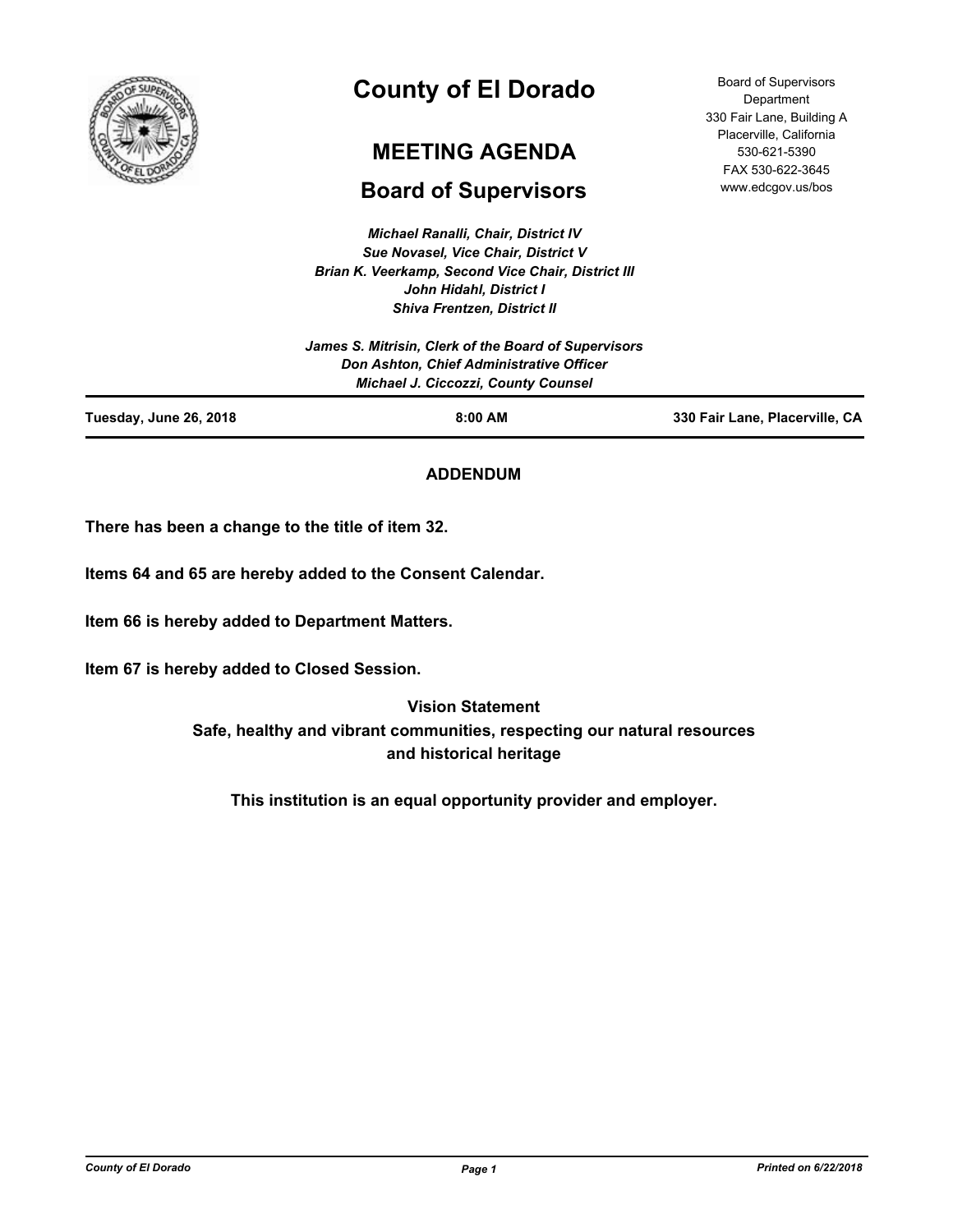# County of El Dorado

## MEETING AGENDA

## Board of Supervisors

Board of Supervisors Department
330 Fair Lane, Building A
Placerville, California
530-621-5390
FAX 530-622-3645
www.edcgov.us/bos

*Michael Ranalli, Chair, District IV*
*Sue Novasel, Vice Chair, District V*
*Brian K. Veerkamp, Second Vice Chair, District III*
*John Hidahl, District I*
*Shiva Frentzen, District II*

*James S. Mitrisin, Clerk of the Board of Supervisors*
*Don Ashton, Chief Administrative Officer*
*Michael J. Ciccozzi, County Counsel*

**Tuesday, June 26, 2018** | **8:00 AM** | **330 Fair Lane, Placerville, CA**

**ADDENDUM**

**There has been a change to the title of item 32.**

**Items 64 and 65 are hereby added to the Consent Calendar.**

**Item 66 is hereby added to Department Matters.**

**Item 67 is hereby added to Closed Session.**

**Vision Statement**
**Safe, healthy and vibrant communities, respecting our natural resources and historical heritage**

**This institution is an equal opportunity provider and employer.**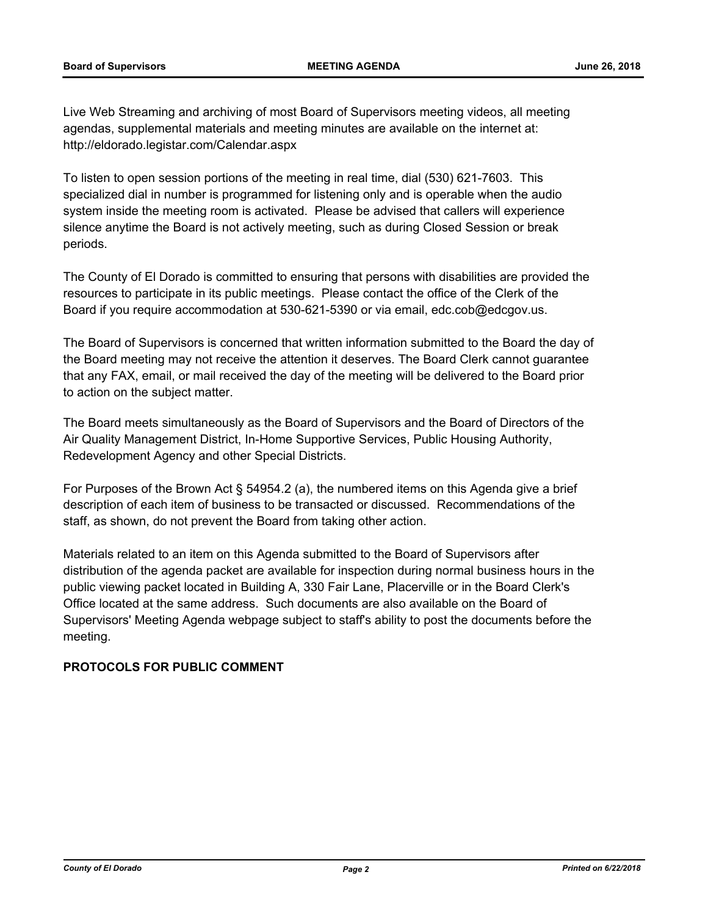Live Web Streaming and archiving of most Board of Supervisors meeting videos, all meeting agendas, supplemental materials and meeting minutes are available on the internet at: http://eldorado.legistar.com/Calendar.aspx

To listen to open session portions of the meeting in real time, dial (530) 621-7603. This specialized dial in number is programmed for listening only and is operable when the audio system inside the meeting room is activated. Please be advised that callers will experience silence anytime the Board is not actively meeting, such as during Closed Session or break periods.

The County of El Dorado is committed to ensuring that persons with disabilities are provided the resources to participate in its public meetings. Please contact the office of the Clerk of the Board if you require accommodation at 530-621-5390 or via email, edc.cob@edcgov.us.

The Board of Supervisors is concerned that written information submitted to the Board the day of the Board meeting may not receive the attention it deserves. The Board Clerk cannot guarantee that any FAX, email, or mail received the day of the meeting will be delivered to the Board prior to action on the subject matter.

The Board meets simultaneously as the Board of Supervisors and the Board of Directors of the Air Quality Management District, In-Home Supportive Services, Public Housing Authority, Redevelopment Agency and other Special Districts.

For Purposes of the Brown Act § 54954.2 (a), the numbered items on this Agenda give a brief description of each item of business to be transacted or discussed. Recommendations of the staff, as shown, do not prevent the Board from taking other action.

Materials related to an item on this Agenda submitted to the Board of Supervisors after distribution of the agenda packet are available for inspection during normal business hours in the public viewing packet located in Building A, 330 Fair Lane, Placerville or in the Board Clerk's Office located at the same address. Such documents are also available on the Board of Supervisors' Meeting Agenda webpage subject to staff's ability to post the documents before the meeting.

**PROTOCOLS FOR PUBLIC COMMENT**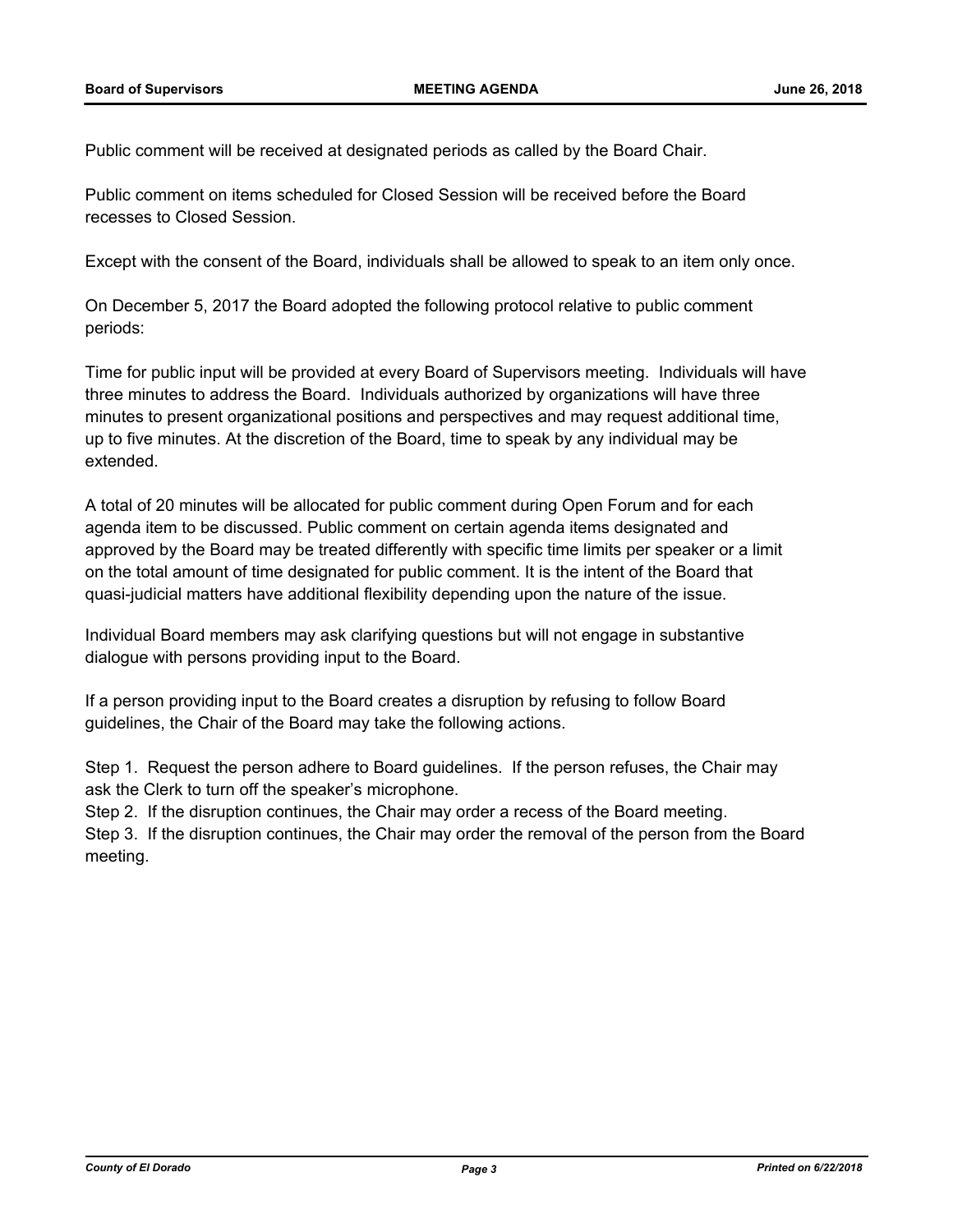Public comment will be received at designated periods as called by the Board Chair.

Public comment on items scheduled for Closed Session will be received before the Board recesses to Closed Session.

Except with the consent of the Board, individuals shall be allowed to speak to an item only once.

On December 5, 2017 the Board adopted the following protocol relative to public comment periods:

Time for public input will be provided at every Board of Supervisors meeting. Individuals will have three minutes to address the Board. Individuals authorized by organizations will have three minutes to present organizational positions and perspectives and may request additional time, up to five minutes. At the discretion of the Board, time to speak by any individual may be extended.

A total of 20 minutes will be allocated for public comment during Open Forum and for each agenda item to be discussed. Public comment on certain agenda items designated and approved by the Board may be treated differently with specific time limits per speaker or a limit on the total amount of time designated for public comment. It is the intent of the Board that quasi-judicial matters have additional flexibility depending upon the nature of the issue.

Individual Board members may ask clarifying questions but will not engage in substantive dialogue with persons providing input to the Board.

If a person providing input to the Board creates a disruption by refusing to follow Board guidelines, the Chair of the Board may take the following actions.

Step 1. Request the person adhere to Board guidelines. If the person refuses, the Chair may ask the Clerk to turn off the speaker's microphone.
Step 2. If the disruption continues, the Chair may order a recess of the Board meeting.
Step 3. If the disruption continues, the Chair may order the removal of the person from the Board meeting.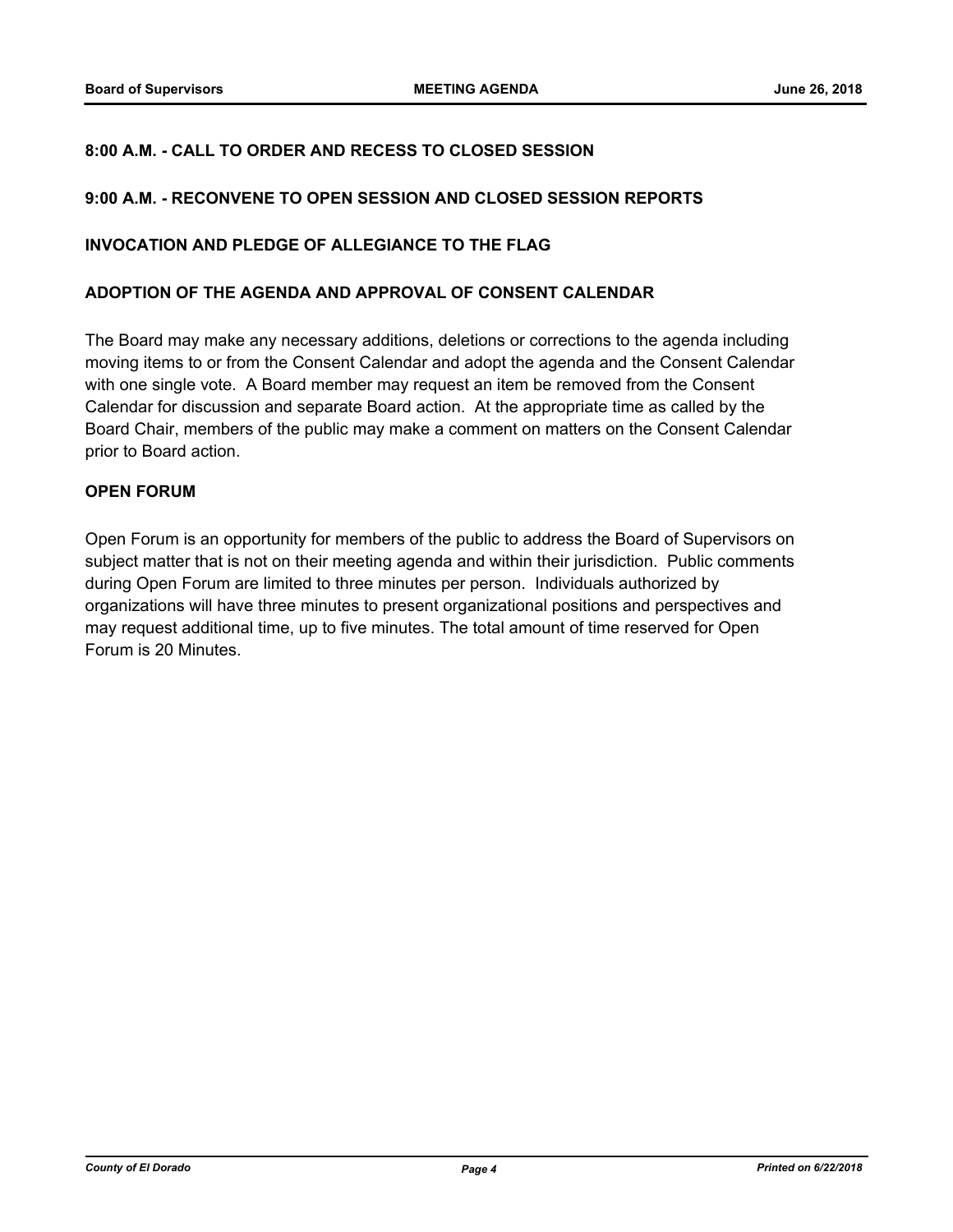**8:00 A.M. - CALL TO ORDER AND RECESS TO CLOSED SESSION**

**9:00 A.M. - RECONVENE TO OPEN SESSION AND CLOSED SESSION REPORTS**

**INVOCATION AND PLEDGE OF ALLEGIANCE TO THE FLAG**

**ADOPTION OF THE AGENDA AND APPROVAL OF CONSENT CALENDAR**

The Board may make any necessary additions, deletions or corrections to the agenda including moving items to or from the Consent Calendar and adopt the agenda and the Consent Calendar with one single vote. A Board member may request an item be removed from the Consent Calendar for discussion and separate Board action. At the appropriate time as called by the Board Chair, members of the public may make a comment on matters on the Consent Calendar prior to Board action.

**OPEN FORUM**

Open Forum is an opportunity for members of the public to address the Board of Supervisors on subject matter that is not on their meeting agenda and within their jurisdiction. Public comments during Open Forum are limited to three minutes per person. Individuals authorized by organizations will have three minutes to present organizational positions and perspectives and may request additional time, up to five minutes. The total amount of time reserved for Open Forum is 20 Minutes.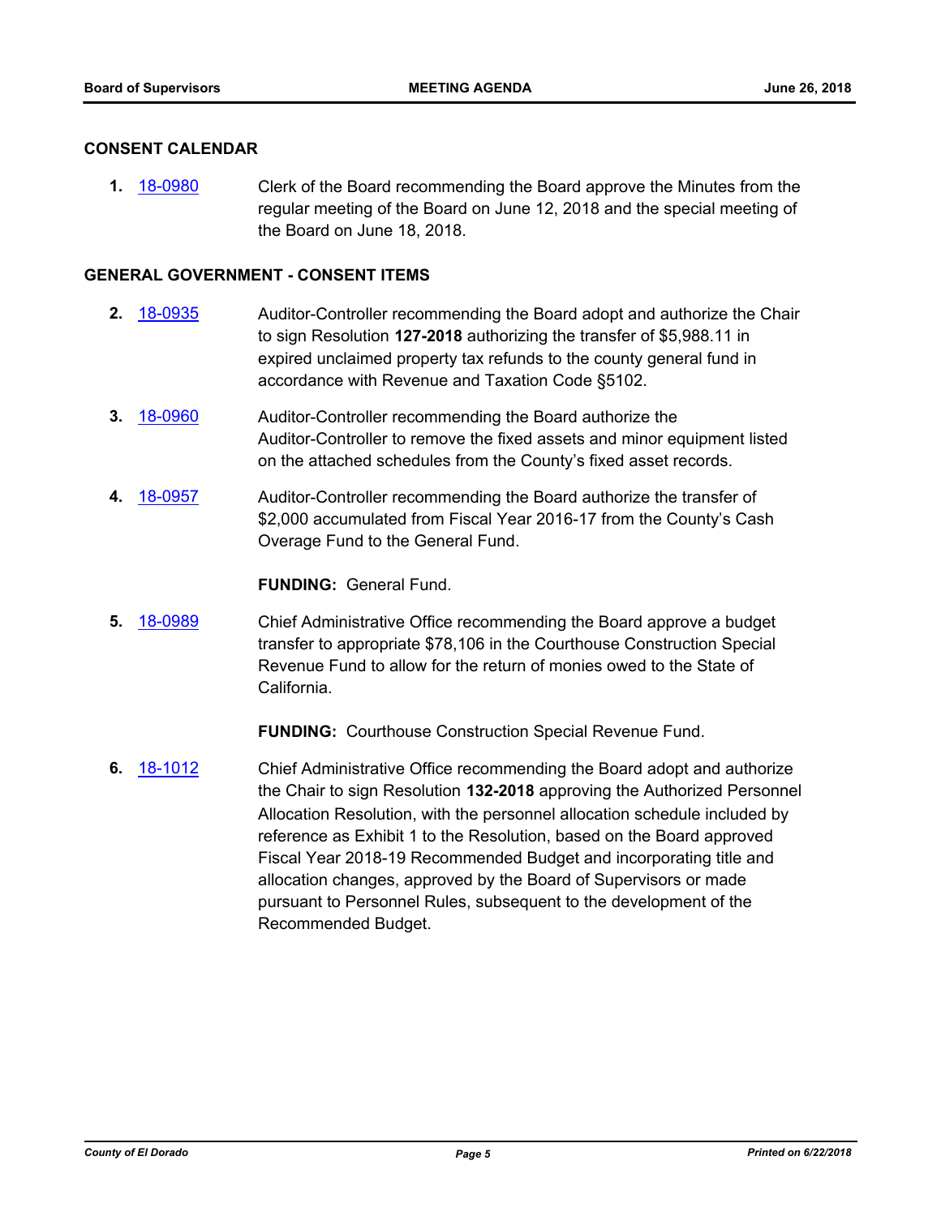## CONSENT CALENDAR

**1.** 18-0980 Clerk of the Board recommending the Board approve the Minutes from the regular meeting of the Board on June 12, 2018 and the special meeting of the Board on June 18, 2018.

## GENERAL GOVERNMENT - CONSENT ITEMS

**2.** 18-0935 Auditor-Controller recommending the Board adopt and authorize the Chair to sign Resolution **127-2018** authorizing the transfer of $5,988.11 in expired unclaimed property tax refunds to the county general fund in accordance with Revenue and Taxation Code §5102.

**3.** 18-0960 Auditor-Controller recommending the Board authorize the Auditor-Controller to remove the fixed assets and minor equipment listed on the attached schedules from the County's fixed asset records.

**4.** 18-0957 Auditor-Controller recommending the Board authorize the transfer of $2,000 accumulated from Fiscal Year 2016-17 from the County's Cash Overage Fund to the General Fund.

**FUNDING:** General Fund.

**5.** 18-0989 Chief Administrative Office recommending the Board approve a budget transfer to appropriate $78,106 in the Courthouse Construction Special Revenue Fund to allow for the return of monies owed to the State of California.

**FUNDING:** Courthouse Construction Special Revenue Fund.

**6.** 18-1012 Chief Administrative Office recommending the Board adopt and authorize the Chair to sign Resolution **132-2018** approving the Authorized Personnel Allocation Resolution, with the personnel allocation schedule included by reference as Exhibit 1 to the Resolution, based on the Board approved Fiscal Year 2018-19 Recommended Budget and incorporating title and allocation changes, approved by the Board of Supervisors or made pursuant to Personnel Rules, subsequent to the development of the Recommended Budget.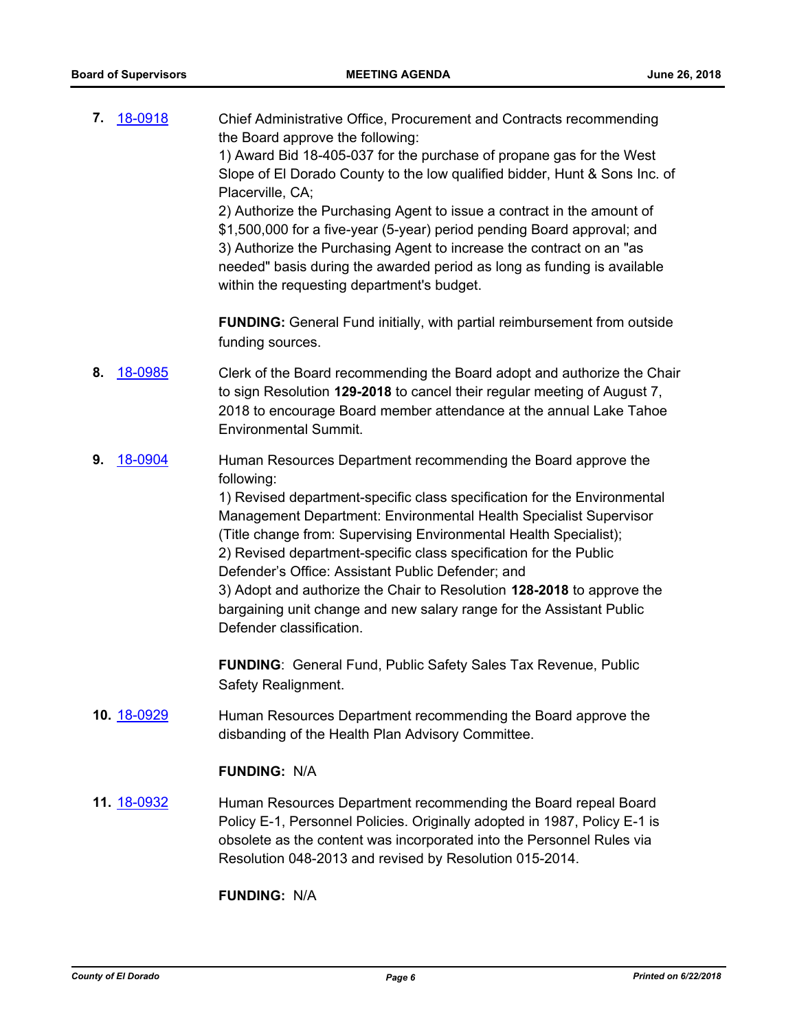**7.** 18-0918

Chief Administrative Office, Procurement and Contracts recommending the Board approve the following:
1) Award Bid 18-405-037 for the purchase of propane gas for the West Slope of El Dorado County to the low qualified bidder, Hunt & Sons Inc. of Placerville, CA;
2) Authorize the Purchasing Agent to issue a contract in the amount of $1,500,000 for a five-year (5-year) period pending Board approval; and
3) Authorize the Purchasing Agent to increase the contract on an "as needed" basis during the awarded period as long as funding is available within the requesting department's budget.

**FUNDING:** General Fund initially, with partial reimbursement from outside funding sources.

**8.** 18-0985

Clerk of the Board recommending the Board adopt and authorize the Chair to sign Resolution **129-2018** to cancel their regular meeting of August 7, 2018 to encourage Board member attendance at the annual Lake Tahoe Environmental Summit.

**9.** 18-0904

Human Resources Department recommending the Board approve the following:
1) Revised department-specific class specification for the Environmental Management Department: Environmental Health Specialist Supervisor (Title change from: Supervising Environmental Health Specialist);
2) Revised department-specific class specification for the Public Defender's Office: Assistant Public Defender; and
3) Adopt and authorize the Chair to Resolution **128-2018** to approve the bargaining unit change and new salary range for the Assistant Public Defender classification.

**FUNDING**: General Fund, Public Safety Sales Tax Revenue, Public Safety Realignment.

**10.** 18-0929

Human Resources Department recommending the Board approve the disbanding of the Health Plan Advisory Committee.

**FUNDING:** N/A

**11.** 18-0932

Human Resources Department recommending the Board repeal Board Policy E-1, Personnel Policies. Originally adopted in 1987, Policy E-1 is obsolete as the content was incorporated into the Personnel Rules via Resolution 048-2013 and revised by Resolution 015-2014.

**FUNDING:** N/A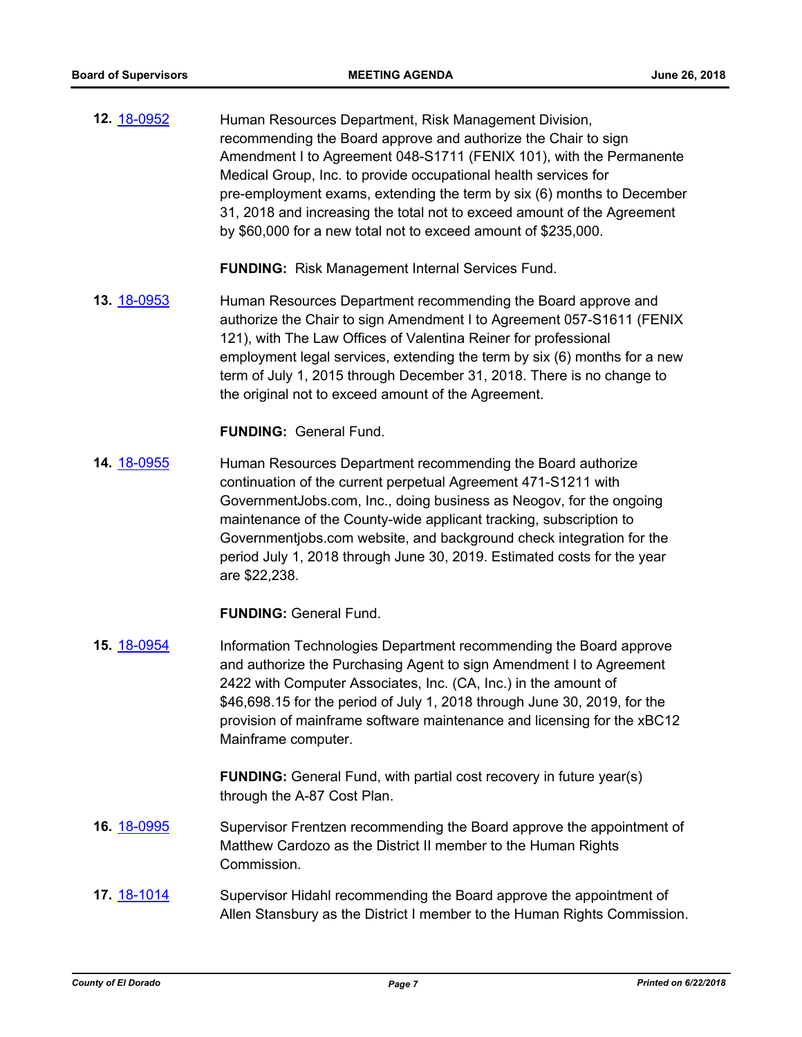**12.** [18-0952](18-0952) Human Resources Department, Risk Management Division, recommending the Board approve and authorize the Chair to sign Amendment I to Agreement 048-S1711 (FENIX 101), with the Permanente Medical Group, Inc. to provide occupational health services for pre-employment exams, extending the term by six (6) months to December 31, 2018 and increasing the total not to exceed amount of the Agreement by $60,000 for a new total not to exceed amount of $235,000.

**FUNDING:** Risk Management Internal Services Fund.

**13.** [18-0953](18-0953) Human Resources Department recommending the Board approve and authorize the Chair to sign Amendment I to Agreement 057-S1611 (FENIX 121), with The Law Offices of Valentina Reiner for professional employment legal services, extending the term by six (6) months for a new term of July 1, 2015 through December 31, 2018. There is no change to the original not to exceed amount of the Agreement.

**FUNDING:** General Fund.

**14.** [18-0955](18-0955) Human Resources Department recommending the Board authorize continuation of the current perpetual Agreement 471-S1211 with GovernmentJobs.com, Inc., doing business as Neogov, for the ongoing maintenance of the County-wide applicant tracking, subscription to Governmentjobs.com website, and background check integration for the period July 1, 2018 through June 30, 2019. Estimated costs for the year are $22,238.

**FUNDING:** General Fund.

**15.** [18-0954](18-0954) Information Technologies Department recommending the Board approve and authorize the Purchasing Agent to sign Amendment I to Agreement 2422 with Computer Associates, Inc. (CA, Inc.) in the amount of $46,698.15 for the period of July 1, 2018 through June 30, 2019, for the provision of mainframe software maintenance and licensing for the xBC12 Mainframe computer.

**FUNDING:** General Fund, with partial cost recovery in future year(s) through the A-87 Cost Plan.

**16.** [18-0995](18-0995) Supervisor Frentzen recommending the Board approve the appointment of Matthew Cardozo as the District II member to the Human Rights Commission.

**17.** [18-1014](18-1014) Supervisor Hidahl recommending the Board approve the appointment of Allen Stansbury as the District I member to the Human Rights Commission.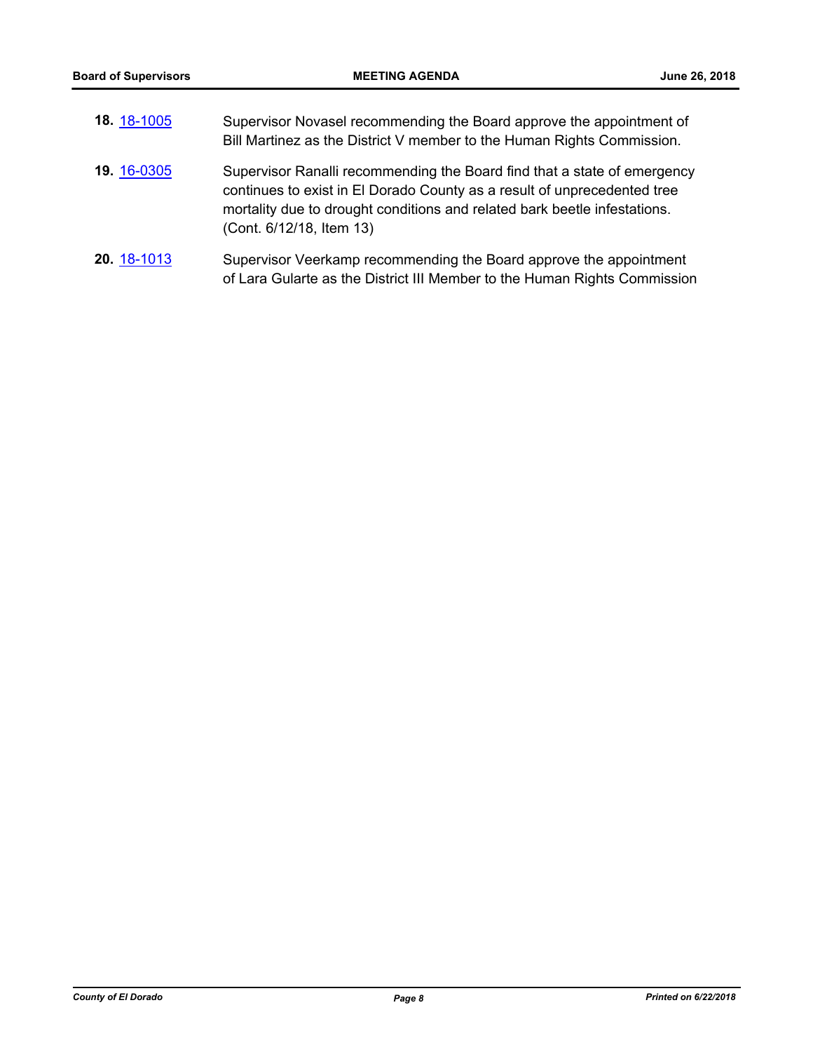**18.** 18-1005 Supervisor Novasel recommending the Board approve the appointment of Bill Martinez as the District V member to the Human Rights Commission.

**19.** 16-0305 Supervisor Ranalli recommending the Board find that a state of emergency continues to exist in El Dorado County as a result of unprecedented tree mortality due to drought conditions and related bark beetle infestations. (Cont. 6/12/18, Item 13)

**20.** 18-1013 Supervisor Veerkamp recommending the Board approve the appointment of Lara Gularte as the District III Member to the Human Rights Commission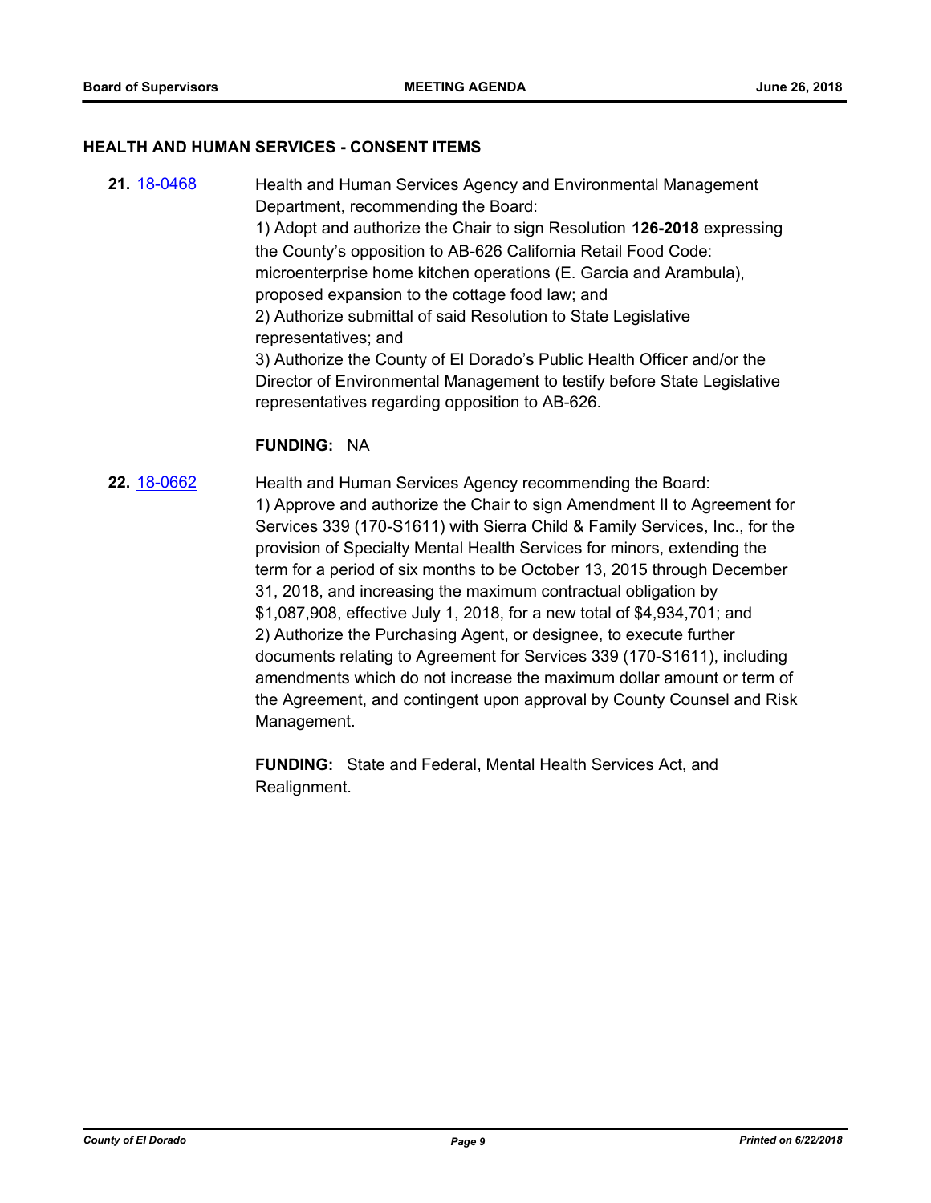## HEALTH AND HUMAN SERVICES - CONSENT ITEMS

**21.** [18-0468](18-0468) Health and Human Services Agency and Environmental Management Department, recommending the Board:

1) Adopt and authorize the Chair to sign Resolution **126-2018** expressing the County's opposition to AB-626 California Retail Food Code: microenterprise home kitchen operations (E. Garcia and Arambula), proposed expansion to the cottage food law; and

2) Authorize submittal of said Resolution to State Legislative representatives; and

3) Authorize the County of El Dorado's Public Health Officer and/or the Director of Environmental Management to testify before State Legislative representatives regarding opposition to AB-626.

**FUNDING:** NA

**22.** [18-0662](18-0662) Health and Human Services Agency recommending the Board:

1) Approve and authorize the Chair to sign Amendment II to Agreement for Services 339 (170-S1611) with Sierra Child & Family Services, Inc., for the provision of Specialty Mental Health Services for minors, extending the term for a period of six months to be October 13, 2015 through December 31, 2018, and increasing the maximum contractual obligation by $1,087,908, effective July 1, 2018, for a new total of $4,934,701; and

2) Authorize the Purchasing Agent, or designee, to execute further documents relating to Agreement for Services 339 (170-S1611), including amendments which do not increase the maximum dollar amount or term of the Agreement, and contingent upon approval by County Counsel and Risk Management.

**FUNDING:** State and Federal, Mental Health Services Act, and Realignment.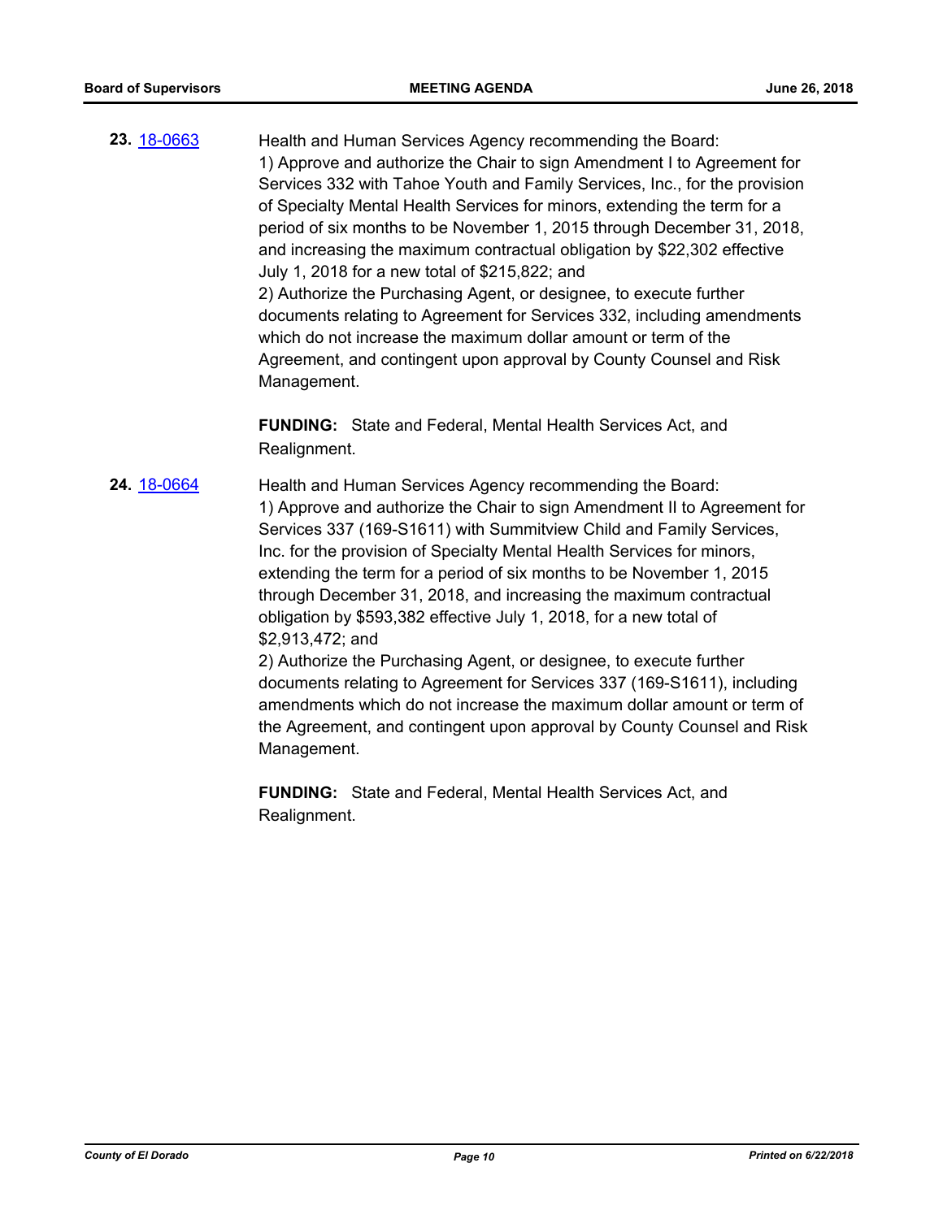**23.** [18-0663](18-0663)

Health and Human Services Agency recommending the Board:
1) Approve and authorize the Chair to sign Amendment I to Agreement for Services 332 with Tahoe Youth and Family Services, Inc., for the provision of Specialty Mental Health Services for minors, extending the term for a period of six months to be November 1, 2015 through December 31, 2018, and increasing the maximum contractual obligation by $22,302 effective July 1, 2018 for a new total of $215,822; and
2) Authorize the Purchasing Agent, or designee, to execute further documents relating to Agreement for Services 332, including amendments which do not increase the maximum dollar amount or term of the Agreement, and contingent upon approval by County Counsel and Risk Management.

**FUNDING:** State and Federal, Mental Health Services Act, and Realignment.

**24.** [18-0664](18-0664)

Health and Human Services Agency recommending the Board:
1) Approve and authorize the Chair to sign Amendment II to Agreement for Services 337 (169-S1611) with Summitview Child and Family Services, Inc. for the provision of Specialty Mental Health Services for minors, extending the term for a period of six months to be November 1, 2015 through December 31, 2018, and increasing the maximum contractual obligation by $593,382 effective July 1, 2018, for a new total of $2,913,472; and
2) Authorize the Purchasing Agent, or designee, to execute further documents relating to Agreement for Services 337 (169-S1611), including amendments which do not increase the maximum dollar amount or term of the Agreement, and contingent upon approval by County Counsel and Risk Management.

**FUNDING:** State and Federal, Mental Health Services Act, and Realignment.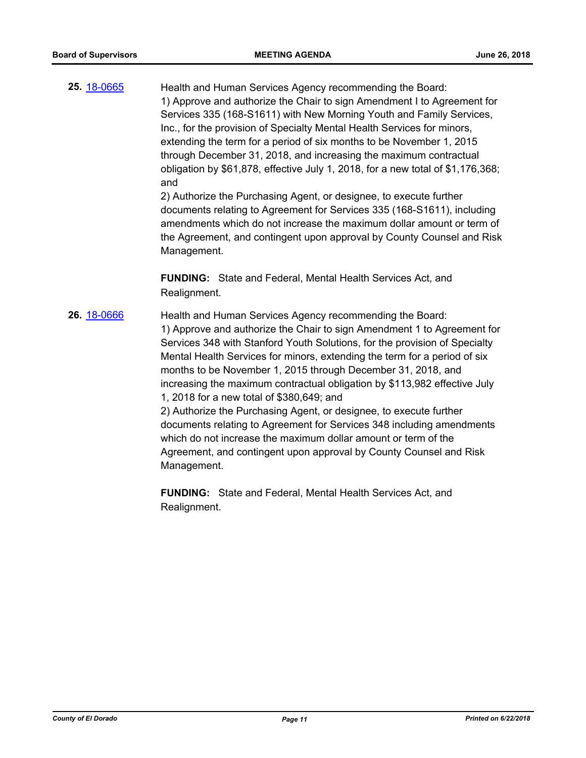**25.** [18-0665](18-0665)

Health and Human Services Agency recommending the Board:
1) Approve and authorize the Chair to sign Amendment I to Agreement for Services 335 (168-S1611) with New Morning Youth and Family Services, Inc., for the provision of Specialty Mental Health Services for minors, extending the term for a period of six months to be November 1, 2015 through December 31, 2018, and increasing the maximum contractual obligation by $61,878, effective July 1, 2018, for a new total of $1,176,368; and
2) Authorize the Purchasing Agent, or designee, to execute further documents relating to Agreement for Services 335 (168-S1611), including amendments which do not increase the maximum dollar amount or term of the Agreement, and contingent upon approval by County Counsel and Risk Management.

**FUNDING:** State and Federal, Mental Health Services Act, and Realignment.

**26.** [18-0666](18-0666)

Health and Human Services Agency recommending the Board:
1) Approve and authorize the Chair to sign Amendment 1 to Agreement for Services 348 with Stanford Youth Solutions, for the provision of Specialty Mental Health Services for minors, extending the term for a period of six months to be November 1, 2015 through December 31, 2018, and increasing the maximum contractual obligation by $113,982 effective July 1, 2018 for a new total of $380,649; and
2) Authorize the Purchasing Agent, or designee, to execute further documents relating to Agreement for Services 348 including amendments which do not increase the maximum dollar amount or term of the Agreement, and contingent upon approval by County Counsel and Risk Management.

**FUNDING:** State and Federal, Mental Health Services Act, and Realignment.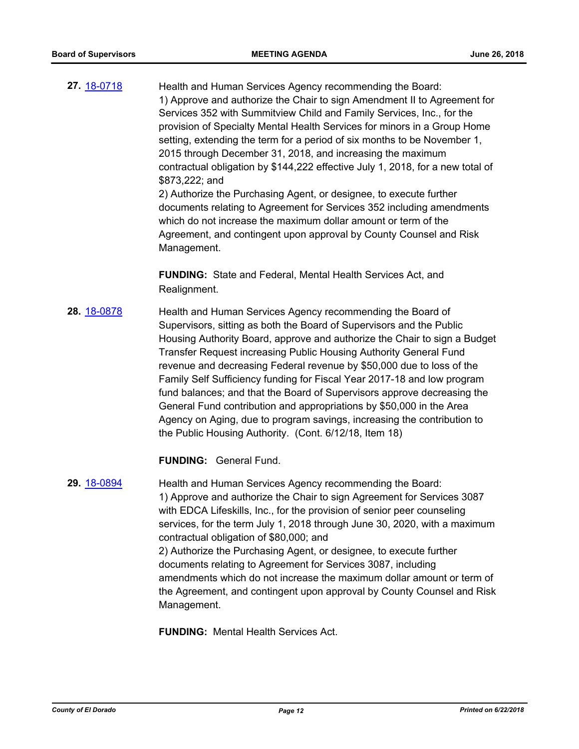**27.** [18-0718](18-0718)

Health and Human Services Agency recommending the Board:
1) Approve and authorize the Chair to sign Amendment II to Agreement for Services 352 with Summitview Child and Family Services, Inc., for the provision of Specialty Mental Health Services for minors in a Group Home setting, extending the term for a period of six months to be November 1, 2015 through December 31, 2018, and increasing the maximum contractual obligation by $144,222 effective July 1, 2018, for a new total of $873,222; and
2) Authorize the Purchasing Agent, or designee, to execute further documents relating to Agreement for Services 352 including amendments which do not increase the maximum dollar amount or term of the Agreement, and contingent upon approval by County Counsel and Risk Management.

**FUNDING:** State and Federal, Mental Health Services Act, and Realignment.

**28.** [18-0878](18-0878)

Health and Human Services Agency recommending the Board of Supervisors, sitting as both the Board of Supervisors and the Public Housing Authority Board, approve and authorize the Chair to sign a Budget Transfer Request increasing Public Housing Authority General Fund revenue and decreasing Federal revenue by $50,000 due to loss of the Family Self Sufficiency funding for Fiscal Year 2017-18 and low program fund balances; and that the Board of Supervisors approve decreasing the General Fund contribution and appropriations by $50,000 in the Area Agency on Aging, due to program savings, increasing the contribution to the Public Housing Authority. (Cont. 6/12/18, Item 18)

**FUNDING:** General Fund.

**29.** [18-0894](18-0894)

Health and Human Services Agency recommending the Board:
1) Approve and authorize the Chair to sign Agreement for Services 3087 with EDCA Lifeskills, Inc., for the provision of senior peer counseling services, for the term July 1, 2018 through June 30, 2020, with a maximum contractual obligation of $80,000; and
2) Authorize the Purchasing Agent, or designee, to execute further documents relating to Agreement for Services 3087, including amendments which do not increase the maximum dollar amount or term of the Agreement, and contingent upon approval by County Counsel and Risk Management.

**FUNDING:** Mental Health Services Act.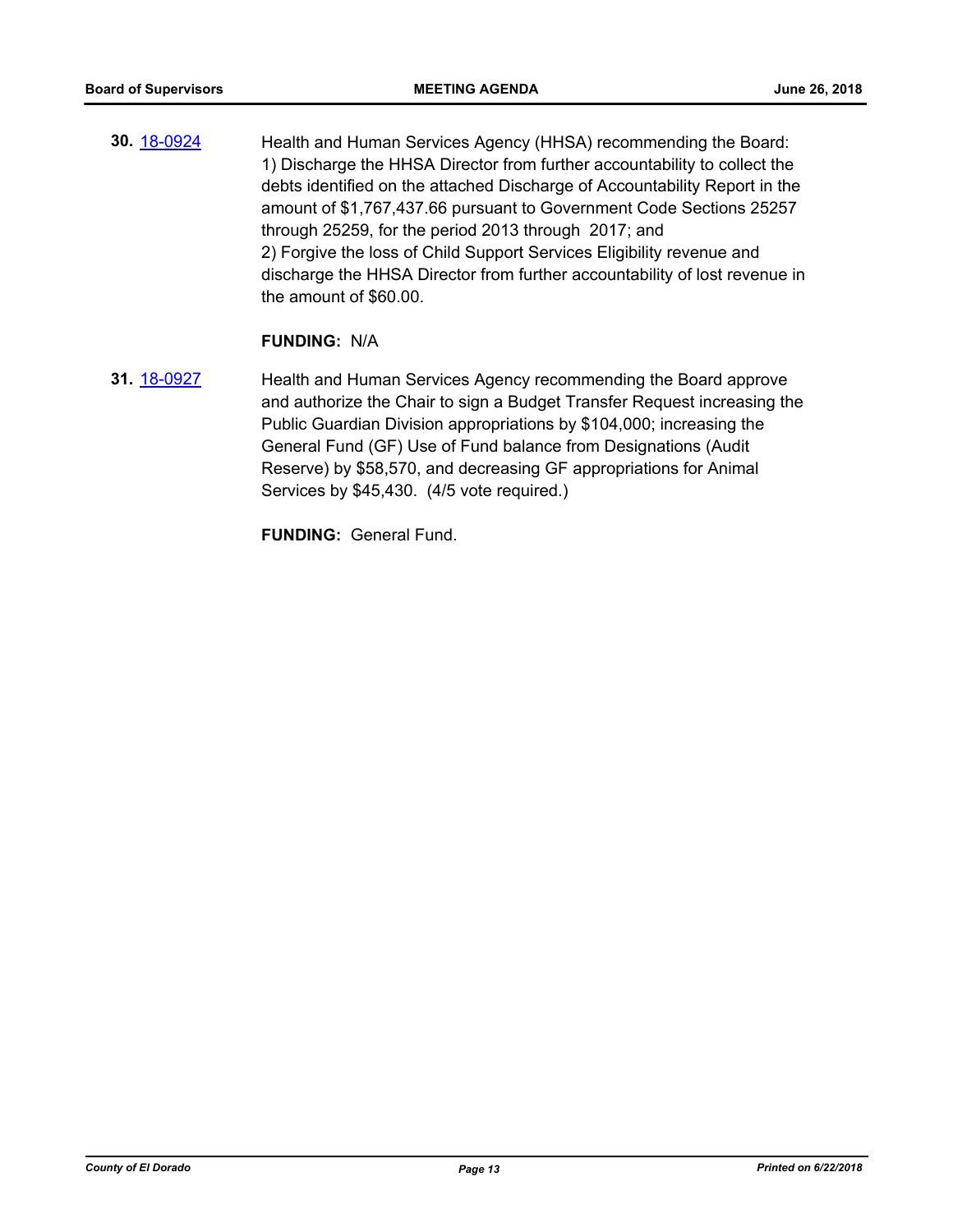**30.** [18-0924](18-0924)

Health and Human Services Agency (HHSA) recommending the Board:
1) Discharge the HHSA Director from further accountability to collect the debts identified on the attached Discharge of Accountability Report in the amount of $1,767,437.66 pursuant to Government Code Sections 25257 through 25259, for the period 2013 through 2017; and
2) Forgive the loss of Child Support Services Eligibility revenue and discharge the HHSA Director from further accountability of lost revenue in the amount of $60.00.

**FUNDING:** N/A

**31.** [18-0927](18-0927)

Health and Human Services Agency recommending the Board approve and authorize the Chair to sign a Budget Transfer Request increasing the Public Guardian Division appropriations by $104,000; increasing the General Fund (GF) Use of Fund balance from Designations (Audit Reserve) by $58,570, and decreasing GF appropriations for Animal Services by $45,430. (4/5 vote required.)

**FUNDING:** General Fund.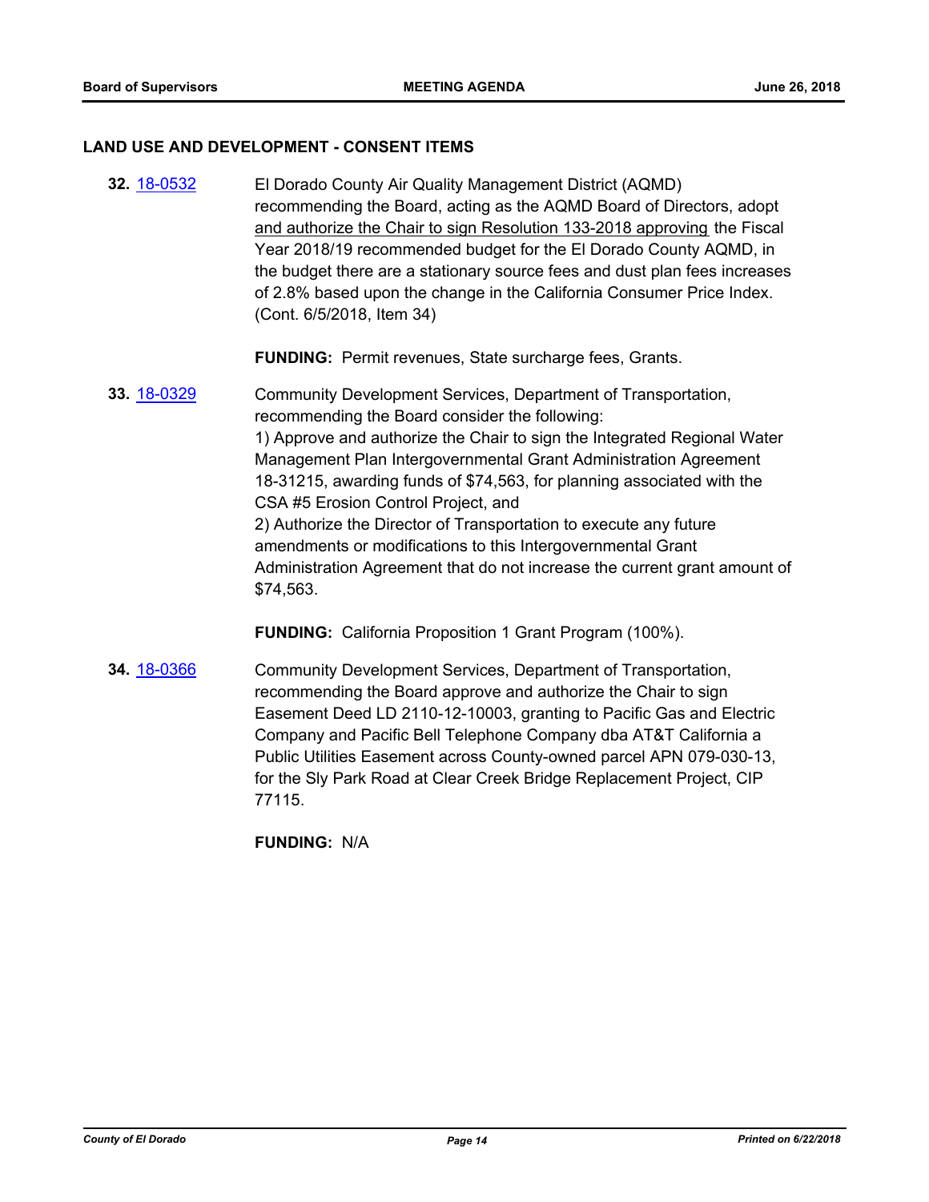## LAND USE AND DEVELOPMENT - CONSENT ITEMS

**32.** 18-0532 El Dorado County Air Quality Management District (AQMD) recommending the Board, acting as the AQMD Board of Directors, adopt and authorize the Chair to sign Resolution 133-2018 approving the Fiscal Year 2018/19 recommended budget for the El Dorado County AQMD, in the budget there are a stationary source fees and dust plan fees increases of 2.8% based upon the change in the California Consumer Price Index. (Cont. 6/5/2018, Item 34)

**FUNDING:** Permit revenues, State surcharge fees, Grants.

**33.** 18-0329 Community Development Services, Department of Transportation, recommending the Board consider the following:
1) Approve and authorize the Chair to sign the Integrated Regional Water Management Plan Intergovernmental Grant Administration Agreement 18-31215, awarding funds of $74,563, for planning associated with the CSA #5 Erosion Control Project, and
2) Authorize the Director of Transportation to execute any future amendments or modifications to this Intergovernmental Grant Administration Agreement that do not increase the current grant amount of $74,563.

**FUNDING:** California Proposition 1 Grant Program (100%).

**34.** 18-0366 Community Development Services, Department of Transportation, recommending the Board approve and authorize the Chair to sign Easement Deed LD 2110-12-10003, granting to Pacific Gas and Electric Company and Pacific Bell Telephone Company dba AT&T California a Public Utilities Easement across County-owned parcel APN 079-030-13, for the Sly Park Road at Clear Creek Bridge Replacement Project, CIP 77115.

**FUNDING:** N/A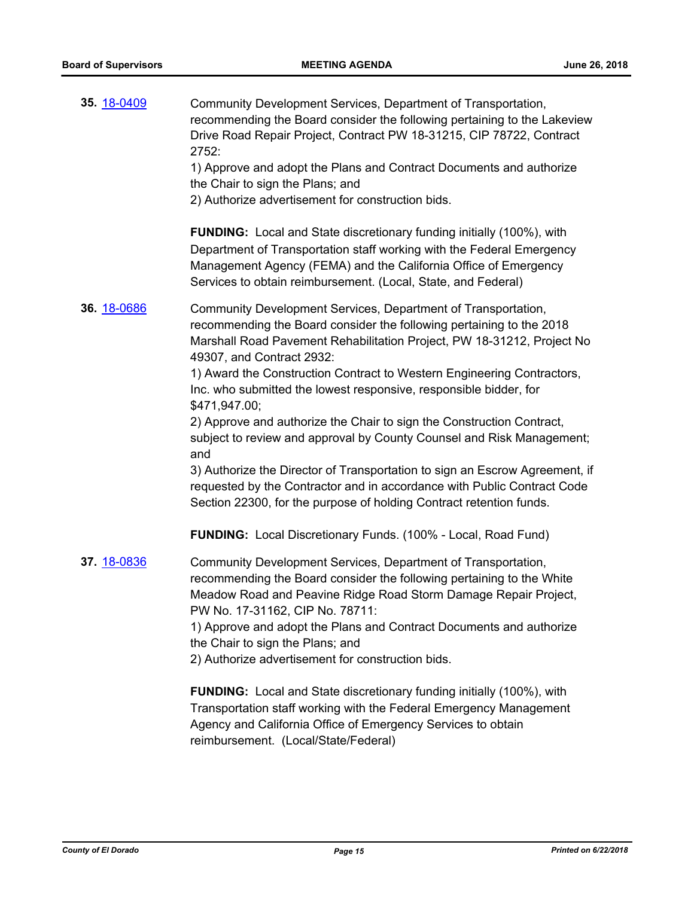**35.** 18-0409

Community Development Services, Department of Transportation, recommending the Board consider the following pertaining to the Lakeview Drive Road Repair Project, Contract PW 18-31215, CIP 78722, Contract 2752:

1) Approve and adopt the Plans and Contract Documents and authorize the Chair to sign the Plans; and

2) Authorize advertisement for construction bids.

**FUNDING:** Local and State discretionary funding initially (100%), with Department of Transportation staff working with the Federal Emergency Management Agency (FEMA) and the California Office of Emergency Services to obtain reimbursement. (Local, State, and Federal)

**36.** 18-0686

Community Development Services, Department of Transportation, recommending the Board consider the following pertaining to the 2018 Marshall Road Pavement Rehabilitation Project, PW 18-31212, Project No 49307, and Contract 2932:

1) Award the Construction Contract to Western Engineering Contractors, Inc. who submitted the lowest responsive, responsible bidder, for $471,947.00;

2) Approve and authorize the Chair to sign the Construction Contract, subject to review and approval by County Counsel and Risk Management; and

3) Authorize the Director of Transportation to sign an Escrow Agreement, if requested by the Contractor and in accordance with Public Contract Code Section 22300, for the purpose of holding Contract retention funds.

**FUNDING:** Local Discretionary Funds. (100% - Local, Road Fund)

**37.** 18-0836

Community Development Services, Department of Transportation, recommending the Board consider the following pertaining to the White Meadow Road and Peavine Ridge Road Storm Damage Repair Project, PW No. 17-31162, CIP No. 78711:

1) Approve and adopt the Plans and Contract Documents and authorize the Chair to sign the Plans; and

2) Authorize advertisement for construction bids.

**FUNDING:** Local and State discretionary funding initially (100%), with Transportation staff working with the Federal Emergency Management Agency and California Office of Emergency Services to obtain reimbursement. (Local/State/Federal)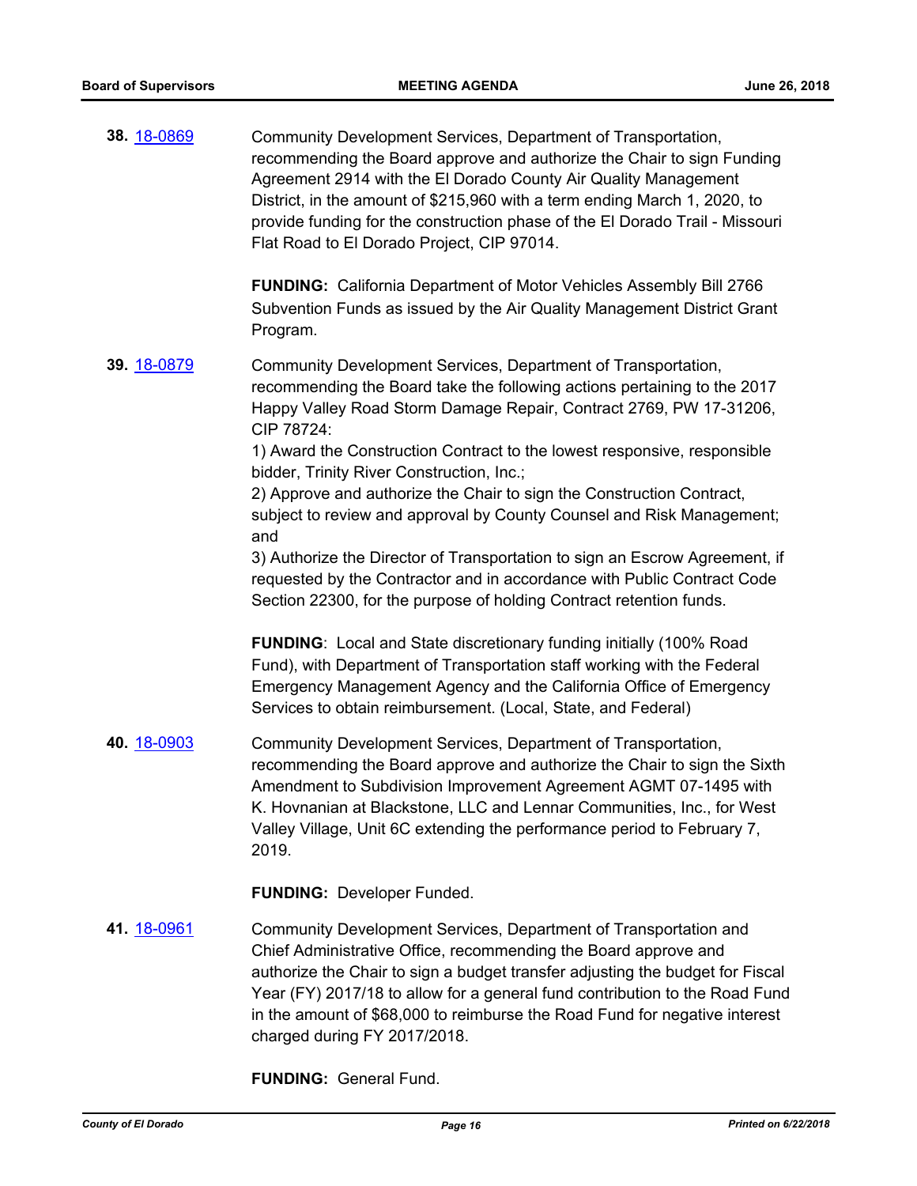**38.** 18-0869

Community Development Services, Department of Transportation, recommending the Board approve and authorize the Chair to sign Funding Agreement 2914 with the El Dorado County Air Quality Management District, in the amount of $215,960 with a term ending March 1, 2020, to provide funding for the construction phase of the El Dorado Trail - Missouri Flat Road to El Dorado Project, CIP 97014.

**FUNDING:** California Department of Motor Vehicles Assembly Bill 2766 Subvention Funds as issued by the Air Quality Management District Grant Program.

**39.** 18-0879

Community Development Services, Department of Transportation, recommending the Board take the following actions pertaining to the 2017 Happy Valley Road Storm Damage Repair, Contract 2769, PW 17-31206, CIP 78724:

1) Award the Construction Contract to the lowest responsive, responsible bidder, Trinity River Construction, Inc.;

2) Approve and authorize the Chair to sign the Construction Contract, subject to review and approval by County Counsel and Risk Management; and

3) Authorize the Director of Transportation to sign an Escrow Agreement, if requested by the Contractor and in accordance with Public Contract Code Section 22300, for the purpose of holding Contract retention funds.

**FUNDING**: Local and State discretionary funding initially (100% Road Fund), with Department of Transportation staff working with the Federal Emergency Management Agency and the California Office of Emergency Services to obtain reimbursement. (Local, State, and Federal)

**40.** 18-0903

Community Development Services, Department of Transportation, recommending the Board approve and authorize the Chair to sign the Sixth Amendment to Subdivision Improvement Agreement AGMT 07-1495 with K. Hovnanian at Blackstone, LLC and Lennar Communities, Inc., for West Valley Village, Unit 6C extending the performance period to February 7, 2019.

**FUNDING:** Developer Funded.

**41.** 18-0961

Community Development Services, Department of Transportation and Chief Administrative Office, recommending the Board approve and authorize the Chair to sign a budget transfer adjusting the budget for Fiscal Year (FY) 2017/18 to allow for a general fund contribution to the Road Fund in the amount of $68,000 to reimburse the Road Fund for negative interest charged during FY 2017/2018.

**FUNDING:** General Fund.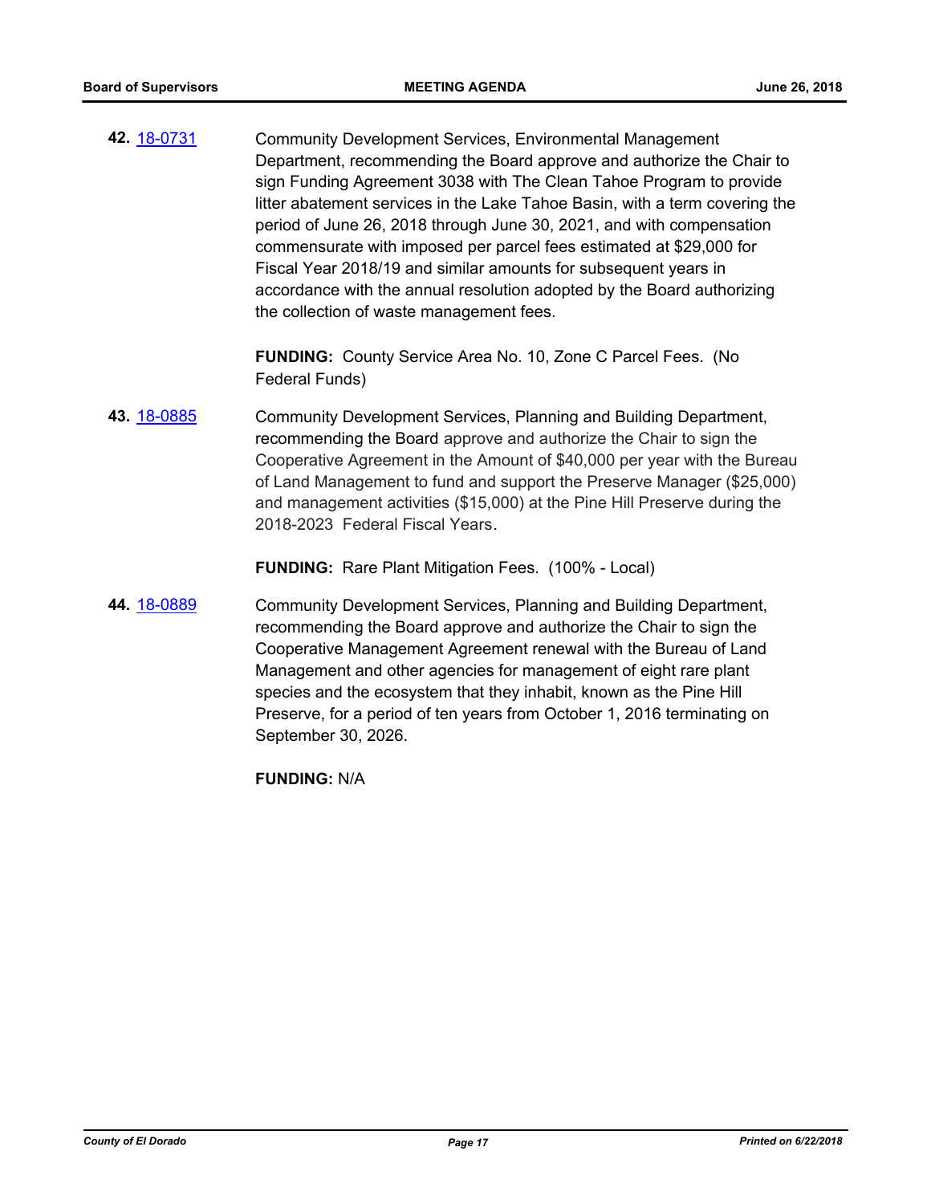**42.** 18-0731

Community Development Services, Environmental Management Department, recommending the Board approve and authorize the Chair to sign Funding Agreement 3038 with The Clean Tahoe Program to provide litter abatement services in the Lake Tahoe Basin, with a term covering the period of June 26, 2018 through June 30, 2021, and with compensation commensurate with imposed per parcel fees estimated at $29,000 for Fiscal Year 2018/19 and similar amounts for subsequent years in accordance with the annual resolution adopted by the Board authorizing the collection of waste management fees.

**FUNDING:** County Service Area No. 10, Zone C Parcel Fees. (No Federal Funds)

**43.** 18-0885

Community Development Services, Planning and Building Department, recommending the Board approve and authorize the Chair to sign the Cooperative Agreement in the Amount of $40,000 per year with the Bureau of Land Management to fund and support the Preserve Manager ($25,000) and management activities ($15,000) at the Pine Hill Preserve during the 2018-2023 Federal Fiscal Years.

**FUNDING:** Rare Plant Mitigation Fees. (100% - Local)

**44.** 18-0889

Community Development Services, Planning and Building Department, recommending the Board approve and authorize the Chair to sign the Cooperative Management Agreement renewal with the Bureau of Land Management and other agencies for management of eight rare plant species and the ecosystem that they inhabit, known as the Pine Hill Preserve, for a period of ten years from October 1, 2016 terminating on September 30, 2026.

**FUNDING:** N/A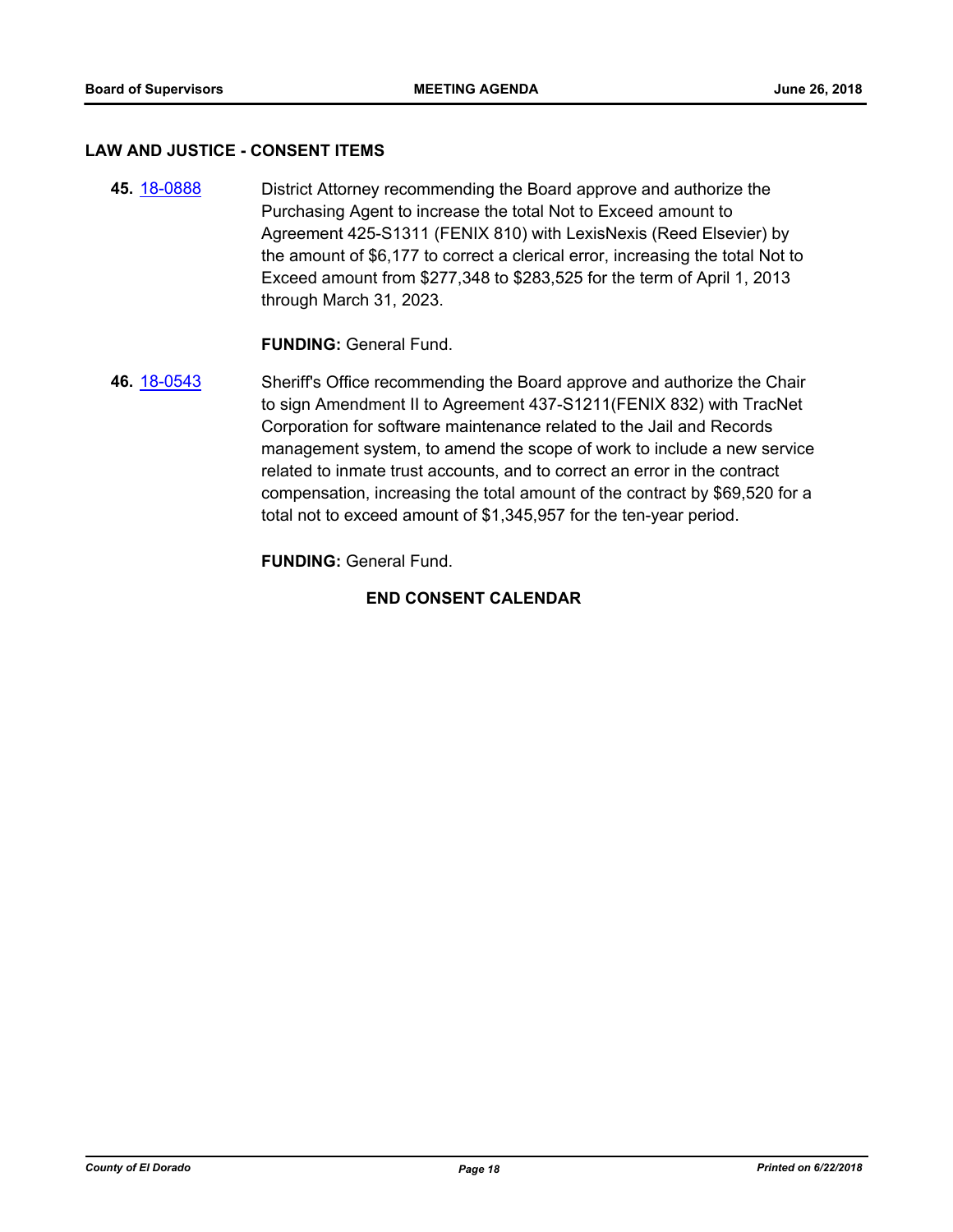## LAW AND JUSTICE - CONSENT ITEMS

**45.** [18-0888](18-0888) District Attorney recommending the Board approve and authorize the Purchasing Agent to increase the total Not to Exceed amount to Agreement 425-S1311 (FENIX 810) with LexisNexis (Reed Elsevier) by the amount of $6,177 to correct a clerical error, increasing the total Not to Exceed amount from $277,348 to $283,525 for the term of April 1, 2013 through March 31, 2023.

**FUNDING:** General Fund.

**46.** [18-0543](18-0543) Sheriff's Office recommending the Board approve and authorize the Chair to sign Amendment II to Agreement 437-S1211(FENIX 832) with TracNet Corporation for software maintenance related to the Jail and Records management system, to amend the scope of work to include a new service related to inmate trust accounts, and to correct an error in the contract compensation, increasing the total amount of the contract by $69,520 for a total not to exceed amount of $1,345,957 for the ten-year period.

**FUNDING:** General Fund.

**END CONSENT CALENDAR**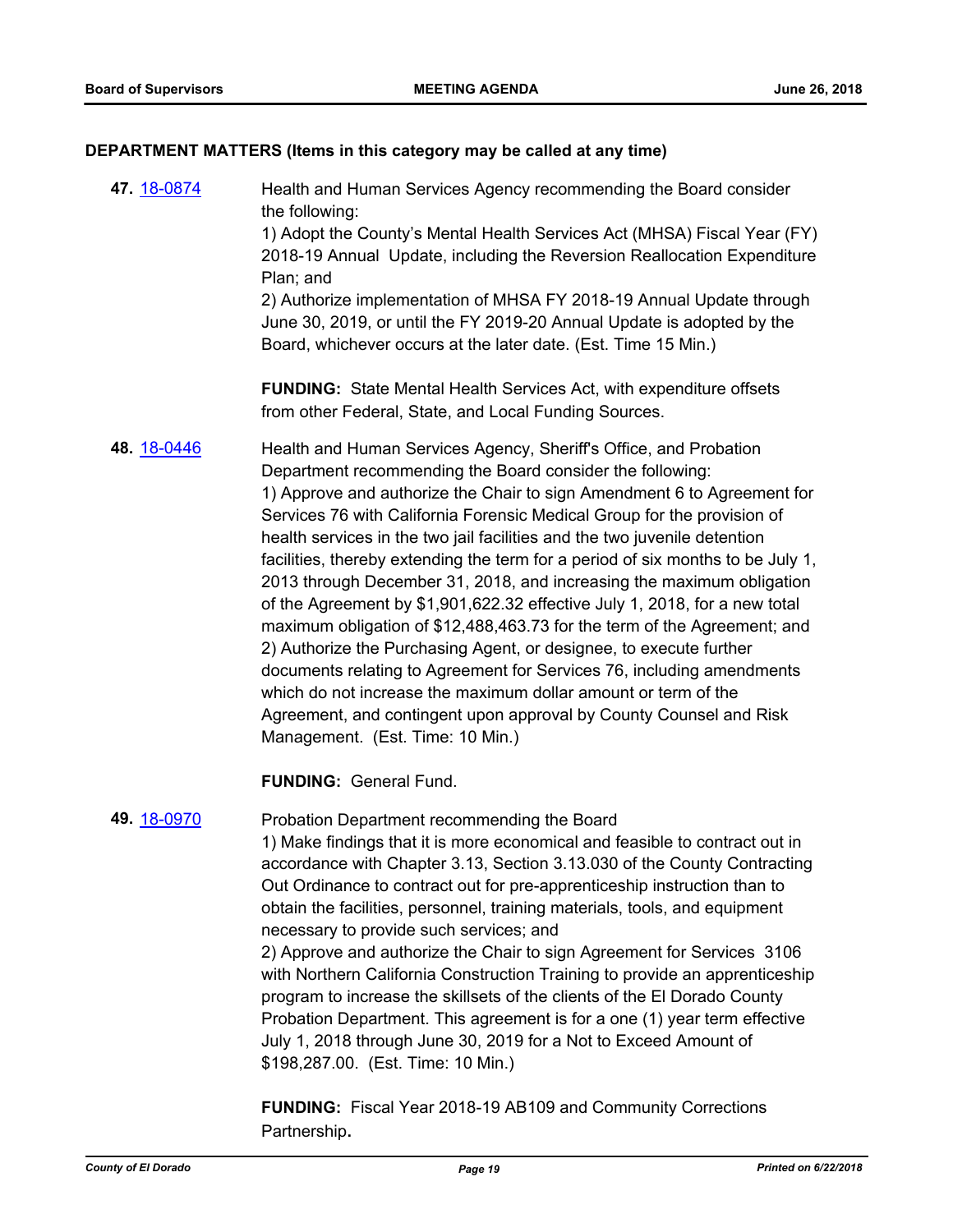## DEPARTMENT MATTERS (Items in this category may be called at any time)

**47.** 18-0874 Health and Human Services Agency recommending the Board consider the following:

1) Adopt the County's Mental Health Services Act (MHSA) Fiscal Year (FY) 2018-19 Annual Update, including the Reversion Reallocation Expenditure Plan; and

2) Authorize implementation of MHSA FY 2018-19 Annual Update through June 30, 2019, or until the FY 2019-20 Annual Update is adopted by the Board, whichever occurs at the later date. (Est. Time 15 Min.)

**FUNDING:** State Mental Health Services Act, with expenditure offsets from other Federal, State, and Local Funding Sources.

**48.** 18-0446 Health and Human Services Agency, Sheriff's Office, and Probation Department recommending the Board consider the following:

1) Approve and authorize the Chair to sign Amendment 6 to Agreement for Services 76 with California Forensic Medical Group for the provision of health services in the two jail facilities and the two juvenile detention facilities, thereby extending the term for a period of six months to be July 1, 2013 through December 31, 2018, and increasing the maximum obligation of the Agreement by $1,901,622.32 effective July 1, 2018, for a new total maximum obligation of $12,488,463.73 for the term of the Agreement; and

2) Authorize the Purchasing Agent, or designee, to execute further documents relating to Agreement for Services 76, including amendments which do not increase the maximum dollar amount or term of the Agreement, and contingent upon approval by County Counsel and Risk Management. (Est. Time: 10 Min.)

**FUNDING:** General Fund.

**49.** 18-0970 Probation Department recommending the Board

1) Make findings that it is more economical and feasible to contract out in accordance with Chapter 3.13, Section 3.13.030 of the County Contracting Out Ordinance to contract out for pre-apprenticeship instruction than to obtain the facilities, personnel, training materials, tools, and equipment necessary to provide such services; and

2) Approve and authorize the Chair to sign Agreement for Services 3106 with Northern California Construction Training to provide an apprenticeship program to increase the skillsets of the clients of the El Dorado County Probation Department. This agreement is for a one (1) year term effective July 1, 2018 through June 30, 2019 for a Not to Exceed Amount of $198,287.00. (Est. Time: 10 Min.)

**FUNDING:** Fiscal Year 2018-19 AB109 and Community Corrections Partnership**.**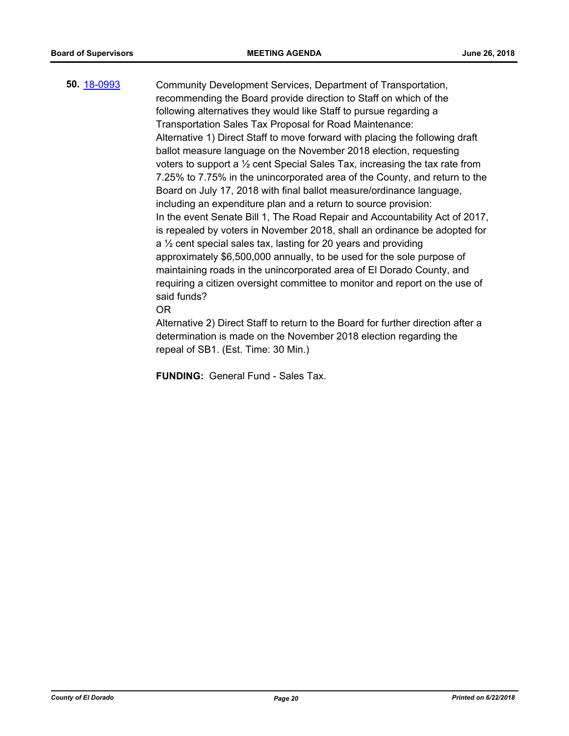**50.** 18-0993

Community Development Services, Department of Transportation, recommending the Board provide direction to Staff on which of the following alternatives they would like Staff to pursue regarding a Transportation Sales Tax Proposal for Road Maintenance:

Alternative 1) Direct Staff to move forward with placing the following draft ballot measure language on the November 2018 election, requesting voters to support a ½ cent Special Sales Tax, increasing the tax rate from 7.25% to 7.75% in the unincorporated area of the County, and return to the Board on July 17, 2018 with final ballot measure/ordinance language, including an expenditure plan and a return to source provision:

In the event Senate Bill 1, The Road Repair and Accountability Act of 2017, is repealed by voters in November 2018, shall an ordinance be adopted for a ½ cent special sales tax, lasting for 20 years and providing approximately $6,500,000 annually, to be used for the sole purpose of maintaining roads in the unincorporated area of El Dorado County, and requiring a citizen oversight committee to monitor and report on the use of said funds?

OR

Alternative 2) Direct Staff to return to the Board for further direction after a determination is made on the November 2018 election regarding the repeal of SB1. (Est. Time: 30 Min.)

**FUNDING:** General Fund - Sales Tax.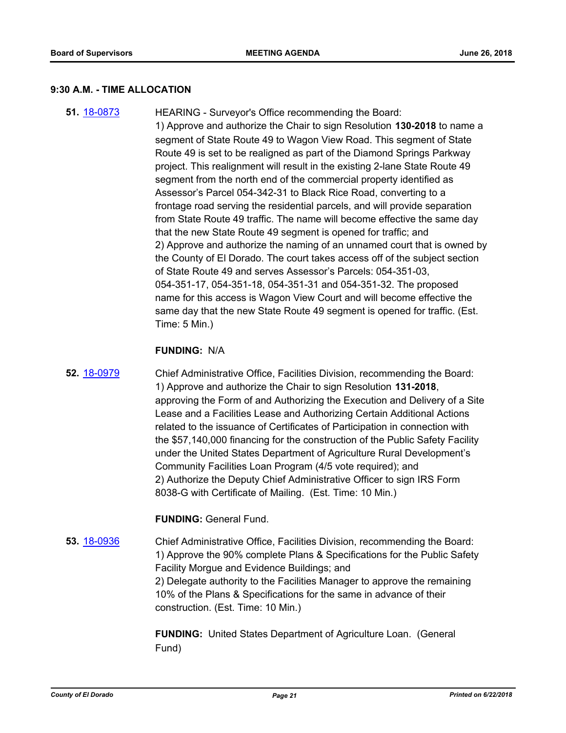### 9:30 A.M. - TIME ALLOCATION

**51.** [18-0873](18-0873) HEARING - Surveyor's Office recommending the Board:
1) Approve and authorize the Chair to sign Resolution **130-2018** to name a segment of State Route 49 to Wagon View Road. This segment of State Route 49 is set to be realigned as part of the Diamond Springs Parkway project. This realignment will result in the existing 2-lane State Route 49 segment from the north end of the commercial property identified as Assessor's Parcel 054-342-31 to Black Rice Road, converting to a frontage road serving the residential parcels, and will provide separation from State Route 49 traffic. The name will become effective the same day that the new State Route 49 segment is opened for traffic; and
2) Approve and authorize the naming of an unnamed court that is owned by the County of El Dorado. The court takes access off of the subject section of State Route 49 and serves Assessor's Parcels: 054-351-03, 054-351-17, 054-351-18, 054-351-31 and 054-351-32. The proposed name for this access is Wagon View Court and will become effective the same day that the new State Route 49 segment is opened for traffic. (Est. Time: 5 Min.)

**FUNDING:** N/A

**52.** [18-0979](18-0979) Chief Administrative Office, Facilities Division, recommending the Board:
1) Approve and authorize the Chair to sign Resolution **131-2018**, approving the Form of and Authorizing the Execution and Delivery of a Site Lease and a Facilities Lease and Authorizing Certain Additional Actions related to the issuance of Certificates of Participation in connection with the $57,140,000 financing for the construction of the Public Safety Facility under the United States Department of Agriculture Rural Development's Community Facilities Loan Program (4/5 vote required); and
2) Authorize the Deputy Chief Administrative Officer to sign IRS Form 8038-G with Certificate of Mailing. (Est. Time: 10 Min.)

**FUNDING:** General Fund.

**53.** [18-0936](18-0936) Chief Administrative Office, Facilities Division, recommending the Board:
1) Approve the 90% complete Plans & Specifications for the Public Safety Facility Morgue and Evidence Buildings; and
2) Delegate authority to the Facilities Manager to approve the remaining 10% of the Plans & Specifications for the same in advance of their construction. (Est. Time: 10 Min.)

**FUNDING:** United States Department of Agriculture Loan. (General Fund)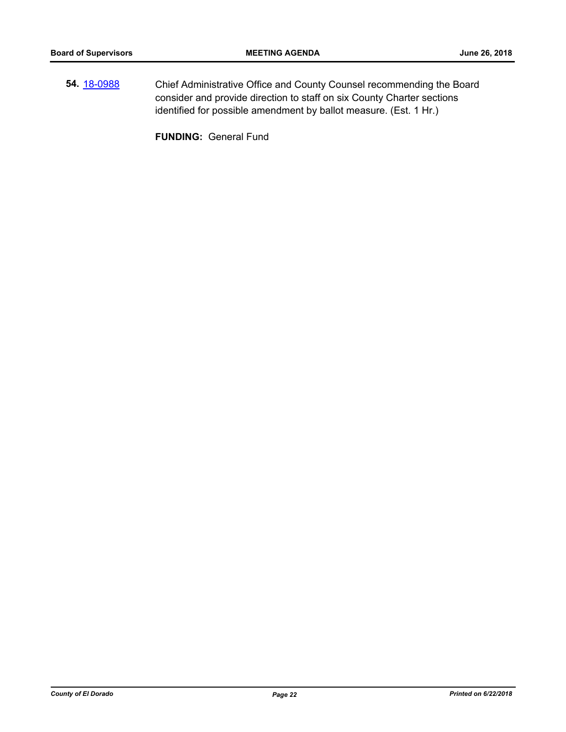**54.** [18-0988](18-0988) Chief Administrative Office and County Counsel recommending the Board consider and provide direction to staff on six County Charter sections identified for possible amendment by ballot measure. (Est. 1 Hr.)

**FUNDING:** General Fund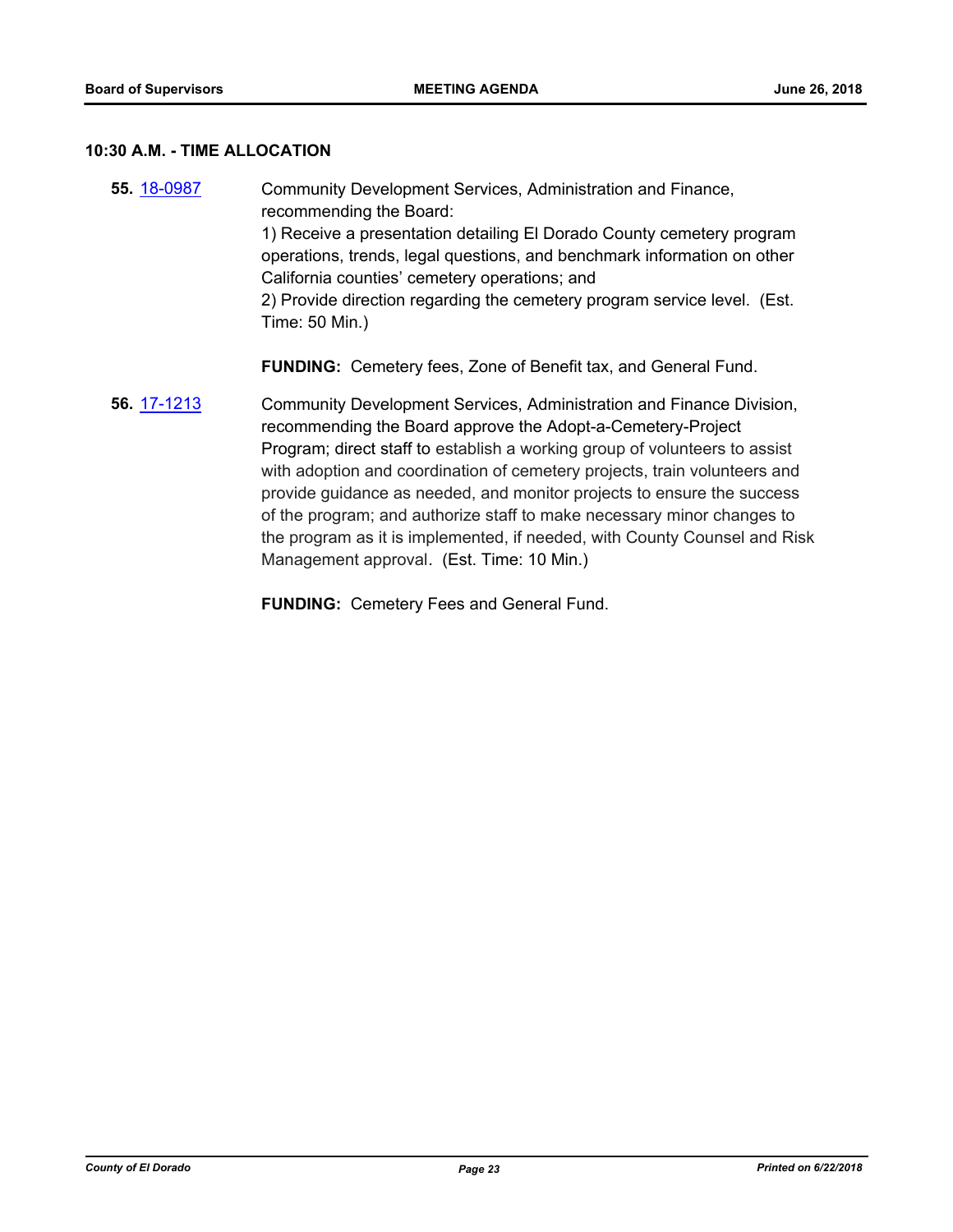## 10:30 A.M. - TIME ALLOCATION

**55.** 18-0987 Community Development Services, Administration and Finance, recommending the Board:
1) Receive a presentation detailing El Dorado County cemetery program operations, trends, legal questions, and benchmark information on other California counties' cemetery operations; and
2) Provide direction regarding the cemetery program service level. (Est. Time: 50 Min.)

**FUNDING:** Cemetery fees, Zone of Benefit tax, and General Fund.

**56.** 17-1213 Community Development Services, Administration and Finance Division, recommending the Board approve the Adopt-a-Cemetery-Project Program; direct staff to establish a working group of volunteers to assist with adoption and coordination of cemetery projects, train volunteers and provide guidance as needed, and monitor projects to ensure the success of the program; and authorize staff to make necessary minor changes to the program as it is implemented, if needed, with County Counsel and Risk Management approval. (Est. Time: 10 Min.)

**FUNDING:** Cemetery Fees and General Fund.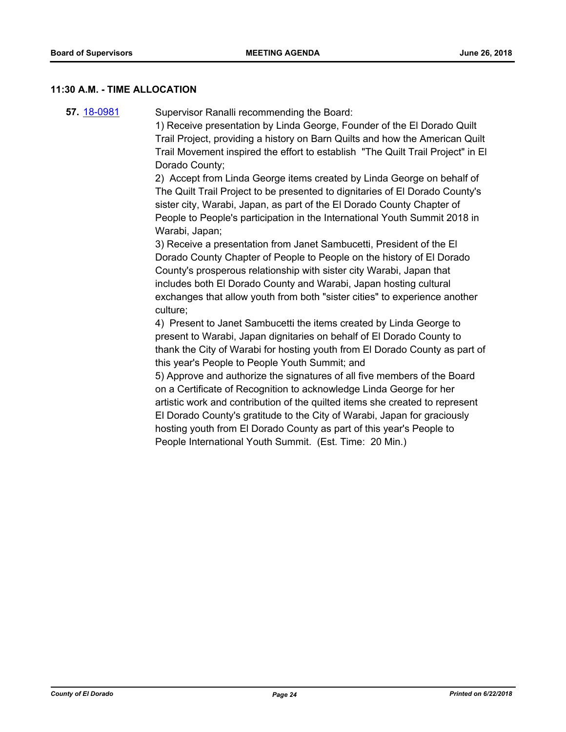### 11:30 A.M. - TIME ALLOCATION

**57.** [18-0981]

Supervisor Ranalli recommending the Board:

1) Receive presentation by Linda George, Founder of the El Dorado Quilt Trail Project, providing a history on Barn Quilts and how the American Quilt Trail Movement inspired the effort to establish "The Quilt Trail Project" in El Dorado County;

2) Accept from Linda George items created by Linda George on behalf of The Quilt Trail Project to be presented to dignitaries of El Dorado County's sister city, Warabi, Japan, as part of the El Dorado County Chapter of People to People's participation in the International Youth Summit 2018 in Warabi, Japan;

3) Receive a presentation from Janet Sambucetti, President of the El Dorado County Chapter of People to People on the history of El Dorado County's prosperous relationship with sister city Warabi, Japan that includes both El Dorado County and Warabi, Japan hosting cultural exchanges that allow youth from both "sister cities" to experience another culture;

4) Present to Janet Sambucetti the items created by Linda George to present to Warabi, Japan dignitaries on behalf of El Dorado County to thank the City of Warabi for hosting youth from El Dorado County as part of this year's People to People Youth Summit; and

5) Approve and authorize the signatures of all five members of the Board on a Certificate of Recognition to acknowledge Linda George for her artistic work and contribution of the quilted items she created to represent El Dorado County's gratitude to the City of Warabi, Japan for graciously hosting youth from El Dorado County as part of this year's People to People International Youth Summit. (Est. Time: 20 Min.)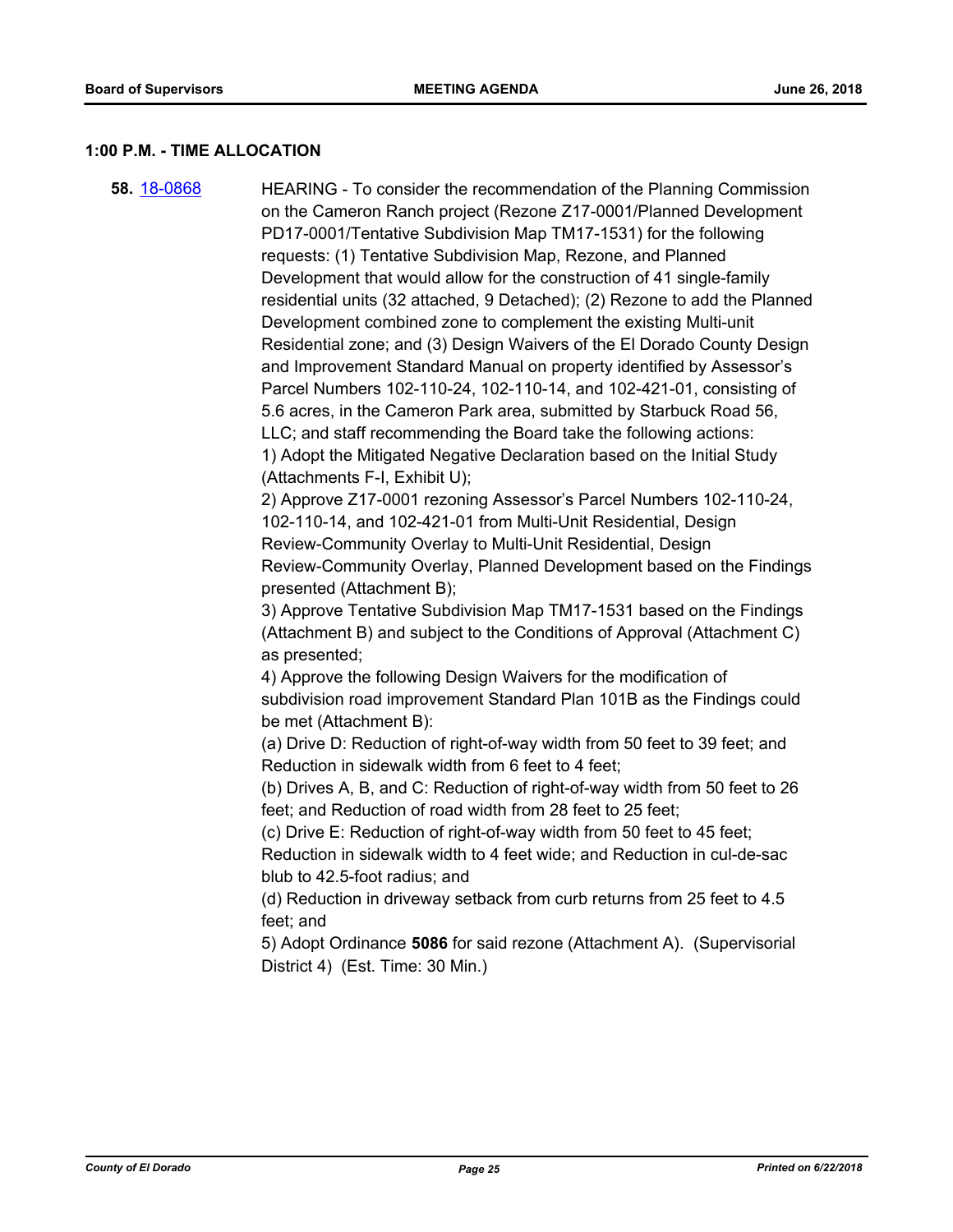### 1:00 P.M. - TIME ALLOCATION

**58.** [18-0868](18-0868) HEARING - To consider the recommendation of the Planning Commission on the Cameron Ranch project (Rezone Z17-0001/Planned Development PD17-0001/Tentative Subdivision Map TM17-1531) for the following requests: (1) Tentative Subdivision Map, Rezone, and Planned Development that would allow for the construction of 41 single-family residential units (32 attached, 9 Detached); (2) Rezone to add the Planned Development combined zone to complement the existing Multi-unit Residential zone; and (3) Design Waivers of the El Dorado County Design and Improvement Standard Manual on property identified by Assessor's Parcel Numbers 102-110-24, 102-110-14, and 102-421-01, consisting of 5.6 acres, in the Cameron Park area, submitted by Starbuck Road 56, LLC; and staff recommending the Board take the following actions:

1) Adopt the Mitigated Negative Declaration based on the Initial Study (Attachments F-I, Exhibit U);

2) Approve Z17-0001 rezoning Assessor's Parcel Numbers 102-110-24, 102-110-14, and 102-421-01 from Multi-Unit Residential, Design Review-Community Overlay to Multi-Unit Residential, Design Review-Community Overlay, Planned Development based on the Findings presented (Attachment B);

3) Approve Tentative Subdivision Map TM17-1531 based on the Findings (Attachment B) and subject to the Conditions of Approval (Attachment C) as presented;

4) Approve the following Design Waivers for the modification of subdivision road improvement Standard Plan 101B as the Findings could be met (Attachment B):

(a) Drive D: Reduction of right-of-way width from 50 feet to 39 feet; and Reduction in sidewalk width from 6 feet to 4 feet;

(b) Drives A, B, and C: Reduction of right-of-way width from 50 feet to 26 feet; and Reduction of road width from 28 feet to 25 feet;

(c) Drive E: Reduction of right-of-way width from 50 feet to 45 feet; Reduction in sidewalk width to 4 feet wide; and Reduction in cul-de-sac blub to 42.5-foot radius; and

(d) Reduction in driveway setback from curb returns from 25 feet to 4.5 feet; and

5) Adopt Ordinance **5086** for said rezone (Attachment A). (Supervisorial District 4) (Est. Time: 30 Min.)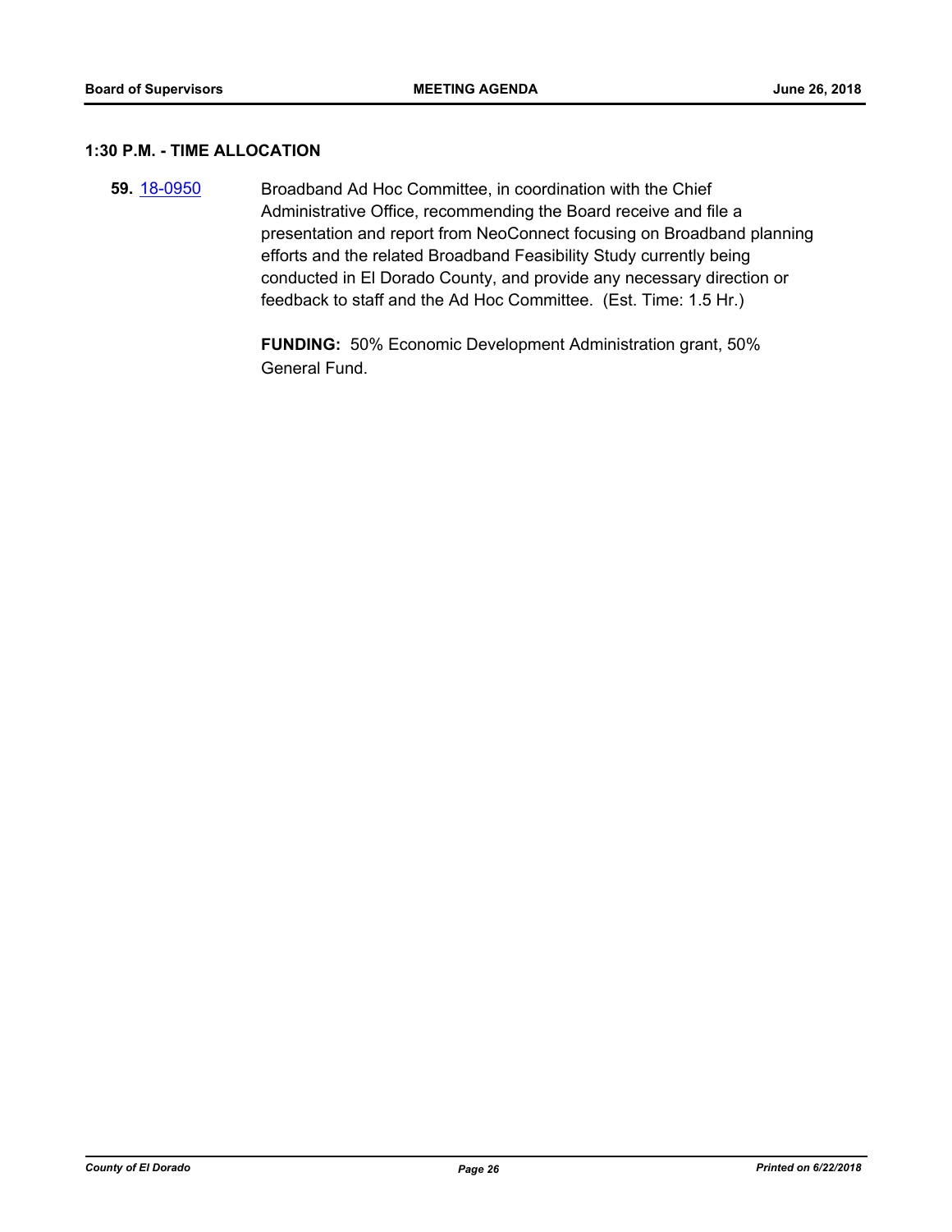## 1:30 P.M. - TIME ALLOCATION

**59.** 18-0950 Broadband Ad Hoc Committee, in coordination with the Chief Administrative Office, recommending the Board receive and file a presentation and report from NeoConnect focusing on Broadband planning efforts and the related Broadband Feasibility Study currently being conducted in El Dorado County, and provide any necessary direction or feedback to staff and the Ad Hoc Committee. (Est. Time: 1.5 Hr.)

**FUNDING:** 50% Economic Development Administration grant, 50% General Fund.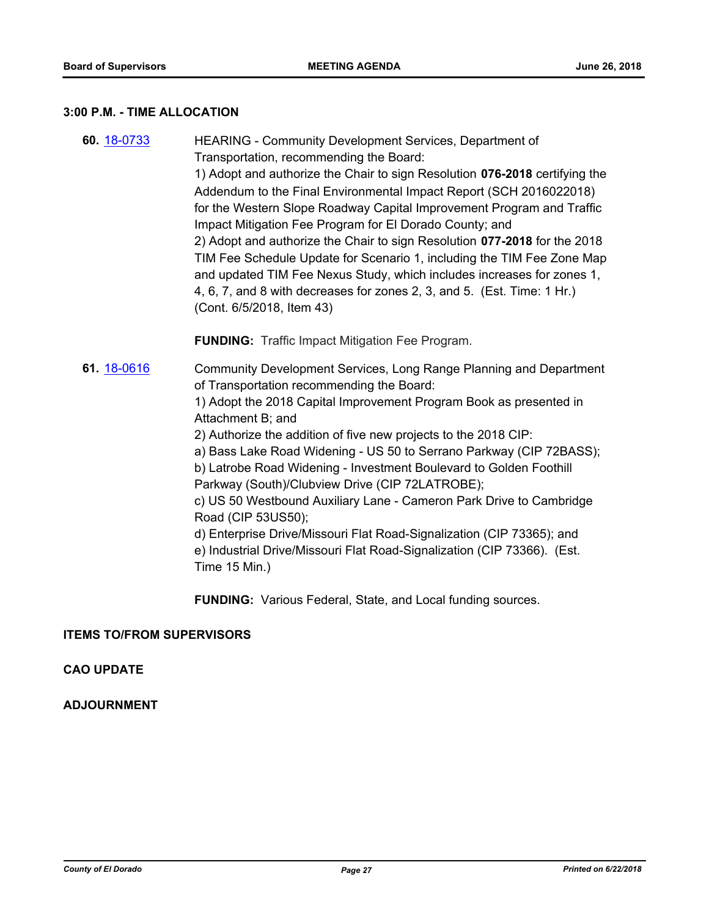### 3:00 P.M. - TIME ALLOCATION

**60.** 18-0733

HEARING - Community Development Services, Department of Transportation, recommending the Board:
1) Adopt and authorize the Chair to sign Resolution **076-2018** certifying the Addendum to the Final Environmental Impact Report (SCH 2016022018) for the Western Slope Roadway Capital Improvement Program and Traffic Impact Mitigation Fee Program for El Dorado County; and
2) Adopt and authorize the Chair to sign Resolution **077-2018** for the 2018 TIM Fee Schedule Update for Scenario 1, including the TIM Fee Zone Map and updated TIM Fee Nexus Study, which includes increases for zones 1, 4, 6, 7, and 8 with decreases for zones 2, 3, and 5. (Est. Time: 1 Hr.) (Cont. 6/5/2018, Item 43)

**FUNDING:** Traffic Impact Mitigation Fee Program.

**61.** 18-0616

Community Development Services, Long Range Planning and Department of Transportation recommending the Board:
1) Adopt the 2018 Capital Improvement Program Book as presented in Attachment B; and
2) Authorize the addition of five new projects to the 2018 CIP:
a) Bass Lake Road Widening - US 50 to Serrano Parkway (CIP 72BASS);
b) Latrobe Road Widening - Investment Boulevard to Golden Foothill Parkway (South)/Clubview Drive (CIP 72LATROBE);
c) US 50 Westbound Auxiliary Lane - Cameron Park Drive to Cambridge Road (CIP 53US50);
d) Enterprise Drive/Missouri Flat Road-Signalization (CIP 73365); and
e) Industrial Drive/Missouri Flat Road-Signalization (CIP 73366). (Est. Time 15 Min.)

**FUNDING:** Various Federal, State, and Local funding sources.

### ITEMS TO/FROM SUPERVISORS

### CAO UPDATE

### ADJOURNMENT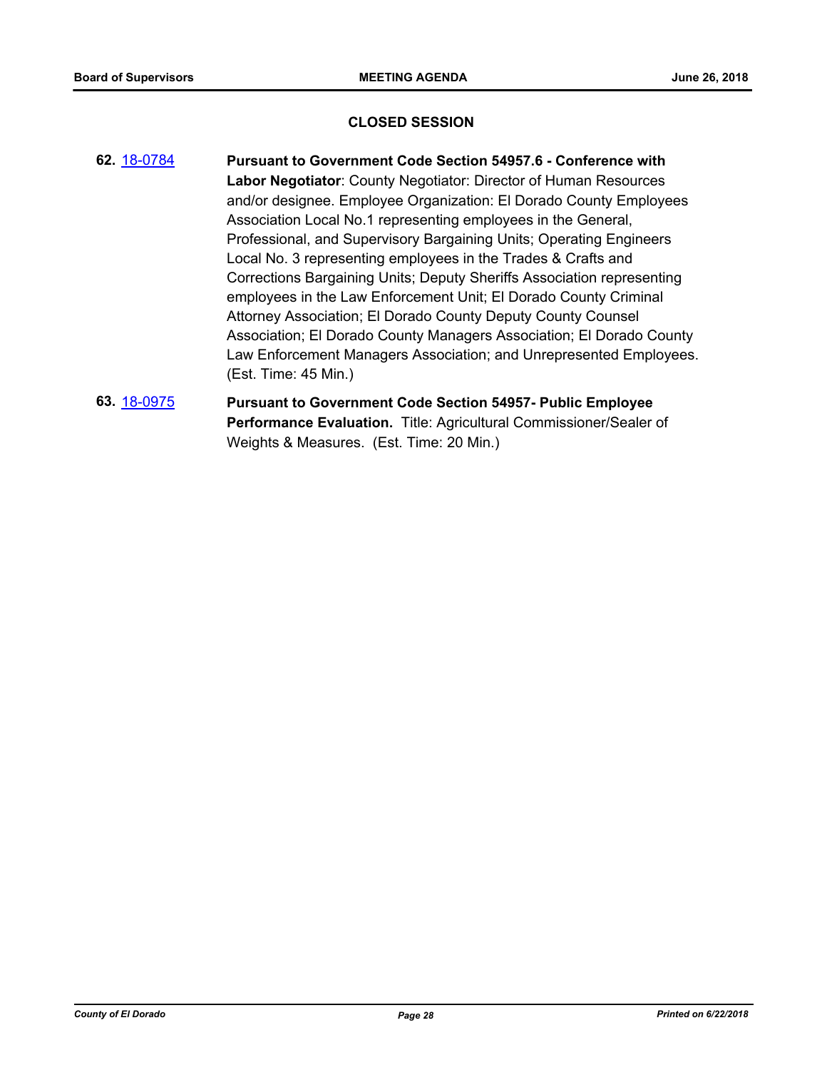## CLOSED SESSION

**62.** 18-0784 **Pursuant to Government Code Section 54957.6 - Conference with Labor Negotiator**: County Negotiator: Director of Human Resources and/or designee. Employee Organization: El Dorado County Employees Association Local No.1 representing employees in the General, Professional, and Supervisory Bargaining Units; Operating Engineers Local No. 3 representing employees in the Trades & Crafts and Corrections Bargaining Units; Deputy Sheriffs Association representing employees in the Law Enforcement Unit; El Dorado County Criminal Attorney Association; El Dorado County Deputy County Counsel Association; El Dorado County Managers Association; El Dorado County Law Enforcement Managers Association; and Unrepresented Employees. (Est. Time: 45 Min.)

**63.** 18-0975 **Pursuant to Government Code Section 54957- Public Employee Performance Evaluation.** Title: Agricultural Commissioner/Sealer of Weights & Measures. (Est. Time: 20 Min.)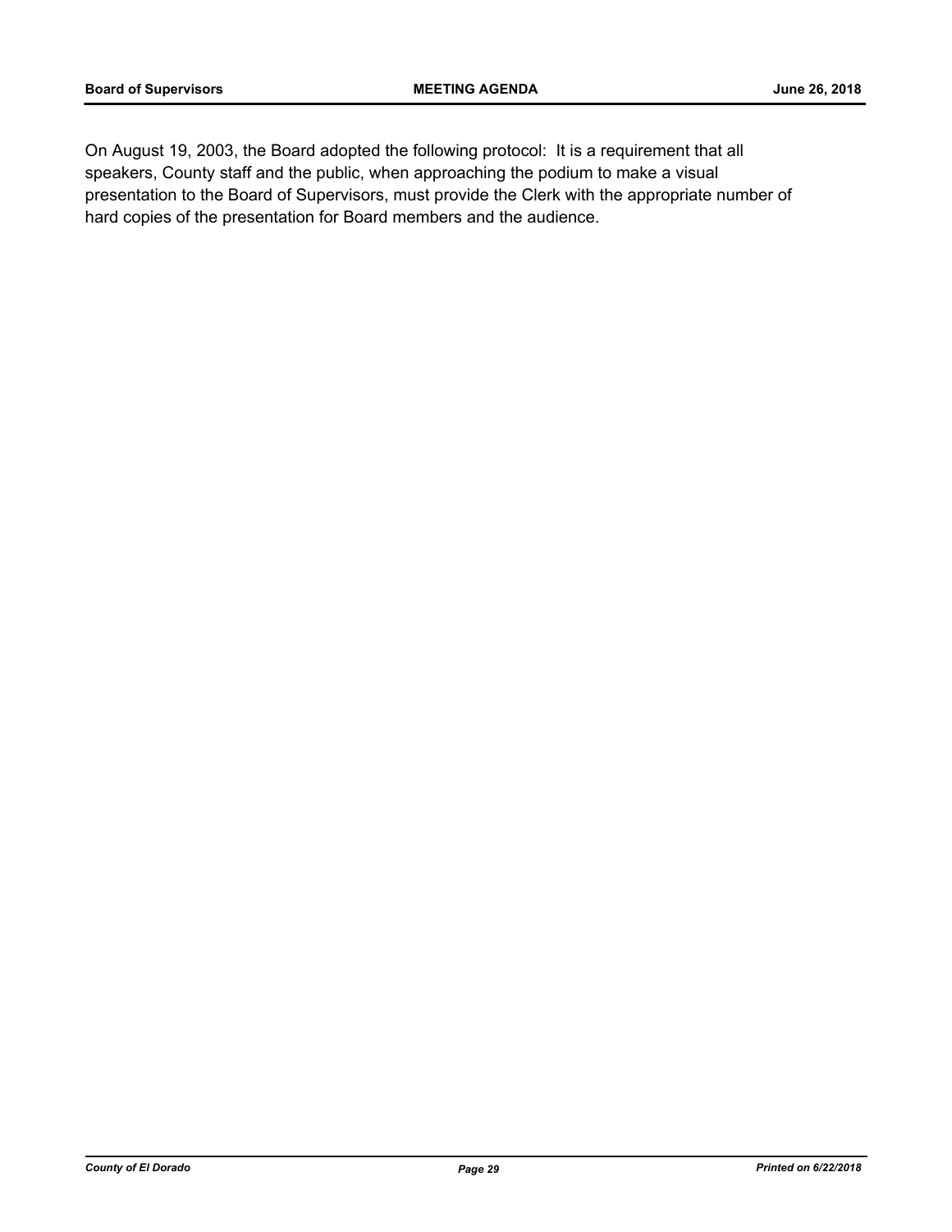On August 19, 2003, the Board adopted the following protocol: It is a requirement that all speakers, County staff and the public, when approaching the podium to make a visual presentation to the Board of Supervisors, must provide the Clerk with the appropriate number of hard copies of the presentation for Board members and the audience.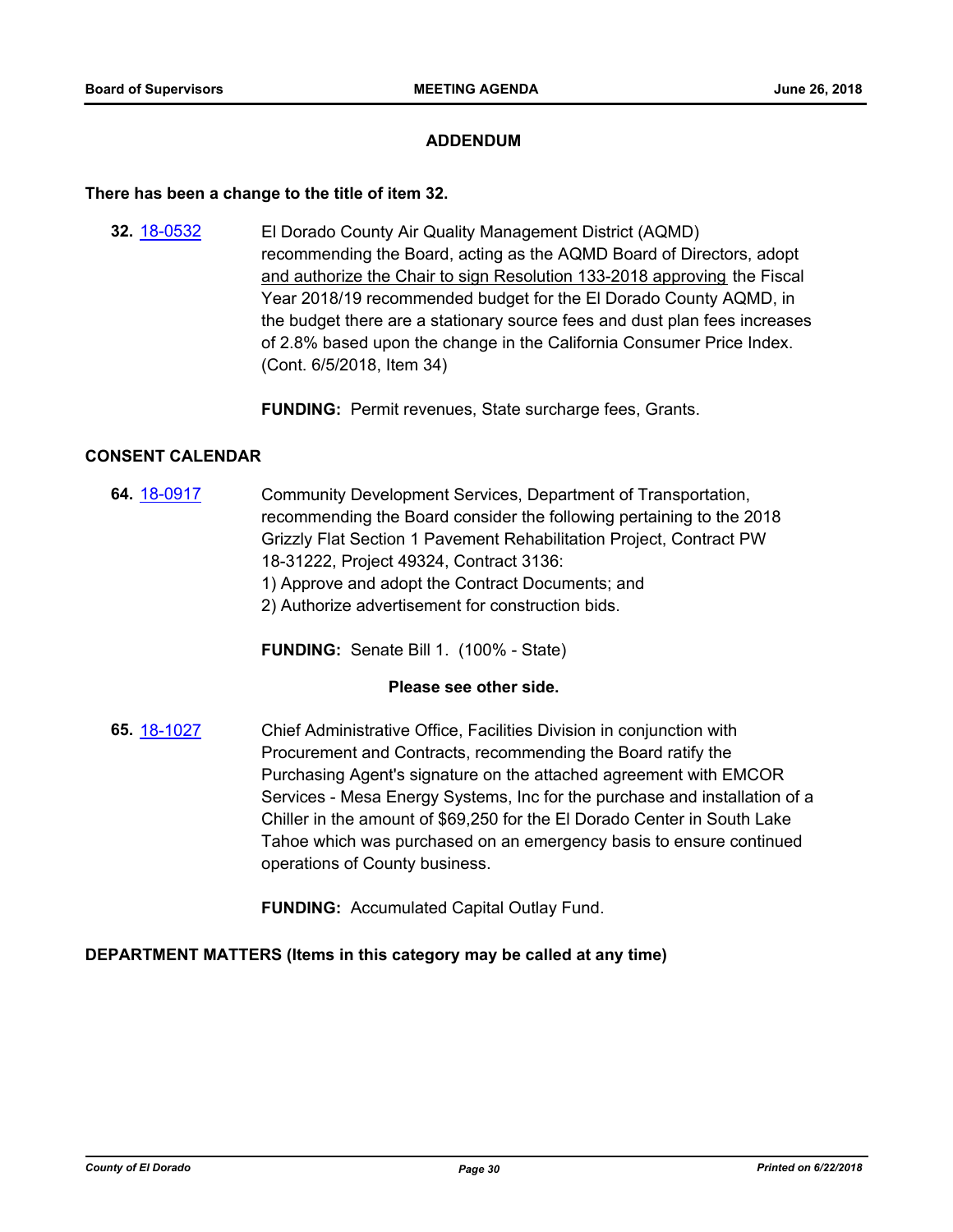## ADDENDUM

**There has been a change to the title of item 32.**

**32.** 18-0532 El Dorado County Air Quality Management District (AQMD) recommending the Board, acting as the AQMD Board of Directors, adopt and authorize the Chair to sign Resolution 133-2018 approving the Fiscal Year 2018/19 recommended budget for the El Dorado County AQMD, in the budget there are a stationary source fees and dust plan fees increases of 2.8% based upon the change in the California Consumer Price Index. (Cont. 6/5/2018, Item 34)

**FUNDING:** Permit revenues, State surcharge fees, Grants.

### CONSENT CALENDAR

**64.** 18-0917 Community Development Services, Department of Transportation, recommending the Board consider the following pertaining to the 2018 Grizzly Flat Section 1 Pavement Rehabilitation Project, Contract PW 18-31222, Project 49324, Contract 3136:
1) Approve and adopt the Contract Documents; and
2) Authorize advertisement for construction bids.

**FUNDING:** Senate Bill 1. (100% - State)

**Please see other side.**

**65.** 18-1027 Chief Administrative Office, Facilities Division in conjunction with Procurement and Contracts, recommending the Board ratify the Purchasing Agent's signature on the attached agreement with EMCOR Services - Mesa Energy Systems, Inc for the purchase and installation of a Chiller in the amount of $69,250 for the El Dorado Center in South Lake Tahoe which was purchased on an emergency basis to ensure continued operations of County business.

**FUNDING:** Accumulated Capital Outlay Fund.

### DEPARTMENT MATTERS (Items in this category may be called at any time)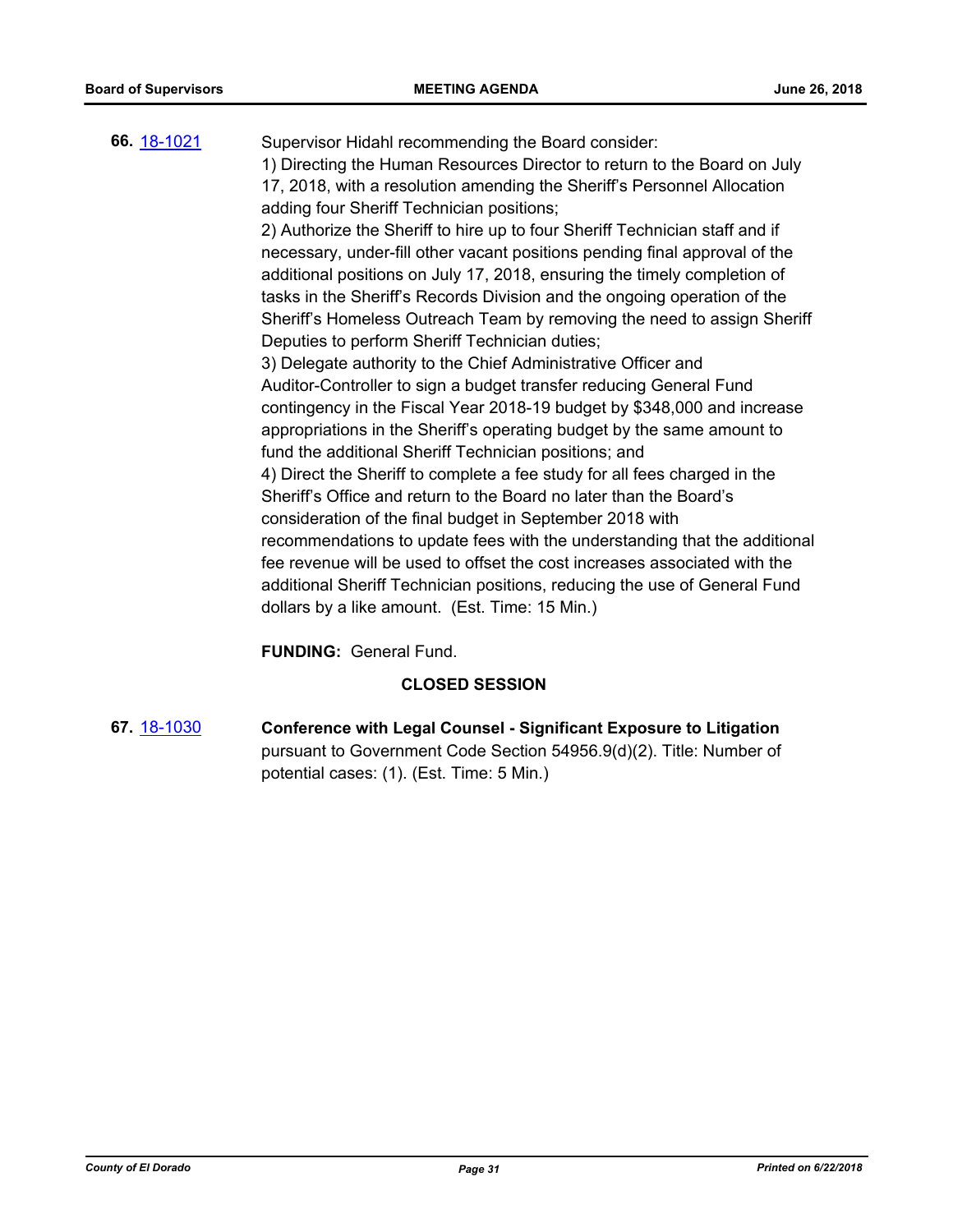**66.** 18-1021 Supervisor Hidahl recommending the Board consider:

1) Directing the Human Resources Director to return to the Board on July 17, 2018, with a resolution amending the Sheriff's Personnel Allocation adding four Sheriff Technician positions;

2) Authorize the Sheriff to hire up to four Sheriff Technician staff and if necessary, under-fill other vacant positions pending final approval of the additional positions on July 17, 2018, ensuring the timely completion of tasks in the Sheriff's Records Division and the ongoing operation of the Sheriff's Homeless Outreach Team by removing the need to assign Sheriff Deputies to perform Sheriff Technician duties;

3) Delegate authority to the Chief Administrative Officer and Auditor-Controller to sign a budget transfer reducing General Fund contingency in the Fiscal Year 2018-19 budget by $348,000 and increase appropriations in the Sheriff's operating budget by the same amount to fund the additional Sheriff Technician positions; and

4) Direct the Sheriff to complete a fee study for all fees charged in the Sheriff's Office and return to the Board no later than the Board's consideration of the final budget in September 2018 with recommendations to update fees with the understanding that the additional fee revenue will be used to offset the cost increases associated with the additional Sheriff Technician positions, reducing the use of General Fund dollars by a like amount. (Est. Time: 15 Min.)

**FUNDING:** General Fund.

## CLOSED SESSION

**67.** 18-1030 **Conference with Legal Counsel - Significant Exposure to Litigation** pursuant to Government Code Section 54956.9(d)(2). Title: Number of potential cases: (1). (Est. Time: 5 Min.)